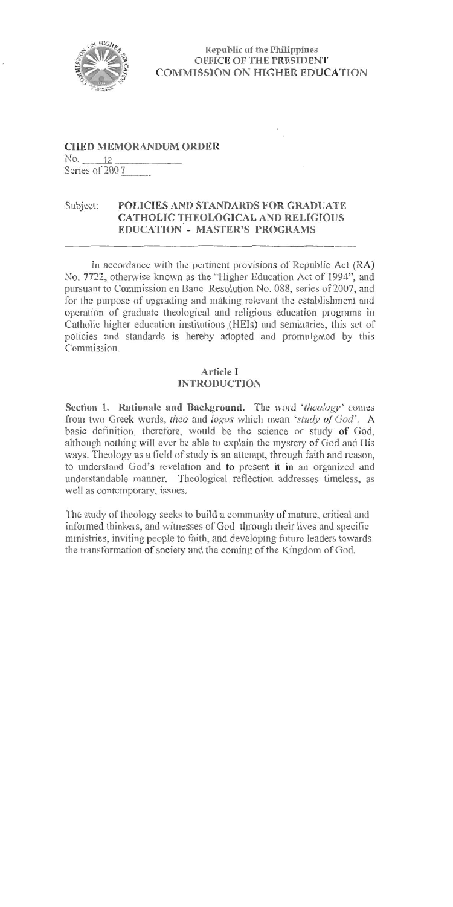Republic of the Philippines
OFFICE OF THE PRESIDENT
COMMISSION ON HIGHER EDUCATION

**CHED MEMORANDUM ORDER**
No. 12
Series of 2007

Subject: **POLICIES AND STANDARDS FOR GRADUATE CATHOLIC THEOLOGICAL AND RELIGIOUS EDUCATION - MASTER'S PROGRAMS**

In accordance with the pertinent provisions of Republic Act (RA) No. 7722, otherwise known as the "Higher Education Act of 1994", and pursuant to Commission en Banc Resolution No. 088, series of 2007, and for the purpose of upgrading and making relevant the establishment and operation of graduate theological and religious education programs in Catholic higher education institutions (HEIs) and seminaries, this set of policies and standards is hereby adopted and promulgated by this Commission.

## Article I
## INTRODUCTION

**Section 1. Rationale and Background.** The word '*theology*' comes from two Greek words, *theo* and *logos* which mean '*study of God*'. A basic definition, therefore, would be the science or study of God, although nothing will ever be able to explain the mystery of God and His ways. Theology as a field of study is an attempt, through faith and reason, to understand God's revelation and to present it in an organized and understandable manner. Theological reflection addresses timeless, as well as contemporary, issues.

The study of theology seeks to build a community of mature, critical and informed thinkers, and witnesses of God through their lives and specific ministries, inviting people to faith, and developing future leaders towards the transformation of society and the coming of the Kingdom of God.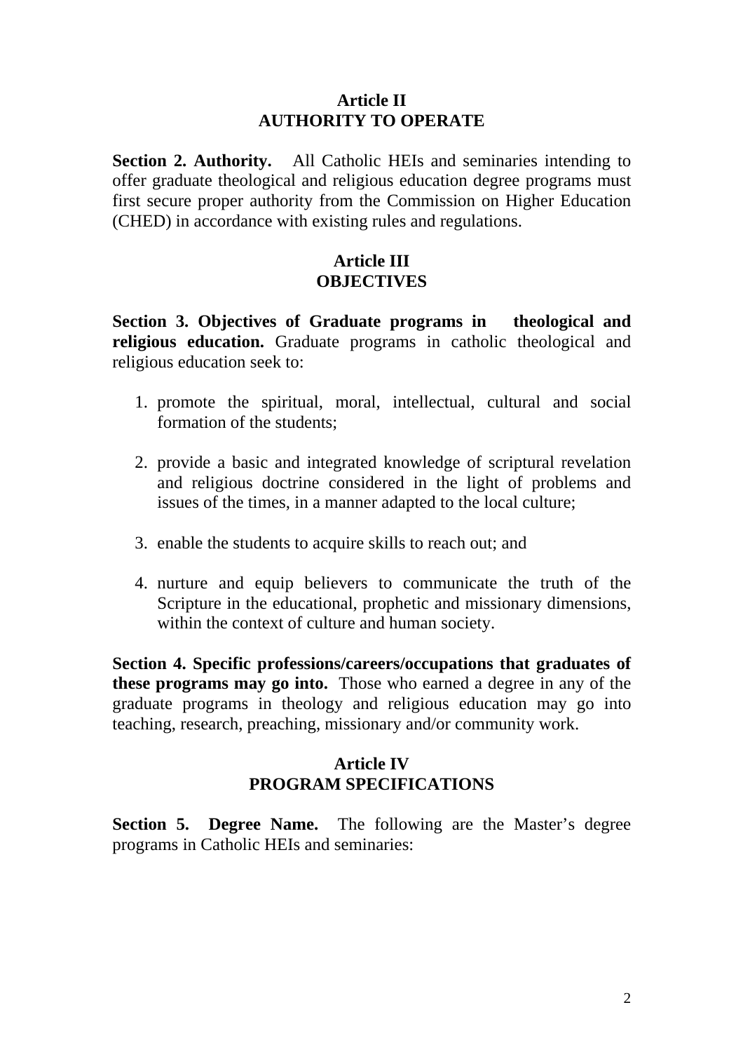## Article II
## AUTHORITY TO OPERATE

**Section 2. Authority.** All Catholic HEIs and seminaries intending to offer graduate theological and religious education degree programs must first secure proper authority from the Commission on Higher Education (CHED) in accordance with existing rules and regulations.

## Article III
## OBJECTIVES

**Section 3. Objectives of Graduate programs in theological and religious education.** Graduate programs in catholic theological and religious education seek to:

1. promote the spiritual, moral, intellectual, cultural and social formation of the students;

2. provide a basic and integrated knowledge of scriptural revelation and religious doctrine considered in the light of problems and issues of the times, in a manner adapted to the local culture;

3. enable the students to acquire skills to reach out; and

4. nurture and equip believers to communicate the truth of the Scripture in the educational, prophetic and missionary dimensions, within the context of culture and human society.

**Section 4. Specific professions/careers/occupations that graduates of these programs may go into.** Those who earned a degree in any of the graduate programs in theology and religious education may go into teaching, research, preaching, missionary and/or community work.

## Article IV
## PROGRAM SPECIFICATIONS

**Section 5. Degree Name.** The following are the Master's degree programs in Catholic HEIs and seminaries: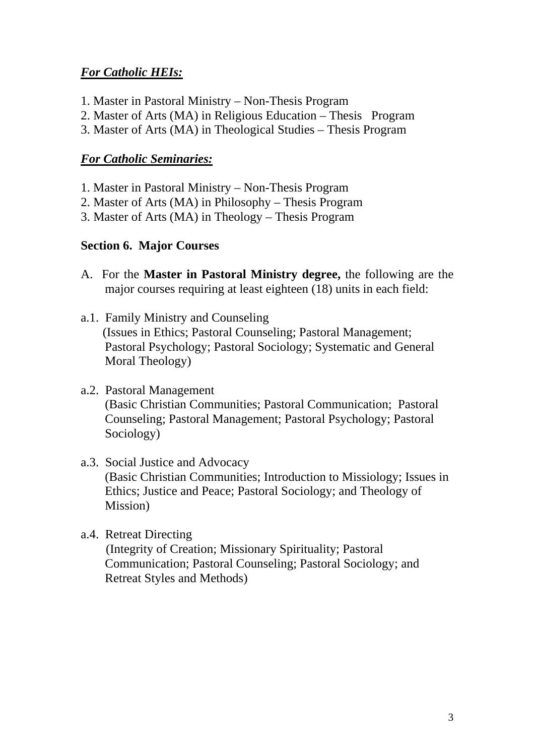***For Catholic HEIs:***

1. Master in Pastoral Ministry – Non-Thesis Program
2. Master of Arts (MA) in Religious Education – Thesis Program
3. Master of Arts (MA) in Theological Studies – Thesis Program

***For Catholic Seminaries:***

1. Master in Pastoral Ministry – Non-Thesis Program
2. Master of Arts (MA) in Philosophy – Thesis Program
3. Master of Arts (MA) in Theology – Thesis Program

**Section 6. Major Courses**

A. For the **Master in Pastoral Ministry degree,** the following are the major courses requiring at least eighteen (18) units in each field:

a.1. Family Ministry and Counseling
(Issues in Ethics; Pastoral Counseling; Pastoral Management; Pastoral Psychology; Pastoral Sociology; Systematic and General Moral Theology)

a.2. Pastoral Management
(Basic Christian Communities; Pastoral Communication; Pastoral Counseling; Pastoral Management; Pastoral Psychology; Pastoral Sociology)

a.3. Social Justice and Advocacy
(Basic Christian Communities; Introduction to Missiology; Issues in Ethics; Justice and Peace; Pastoral Sociology; and Theology of Mission)

a.4. Retreat Directing
(Integrity of Creation; Missionary Spirituality; Pastoral Communication; Pastoral Counseling; Pastoral Sociology; and Retreat Styles and Methods)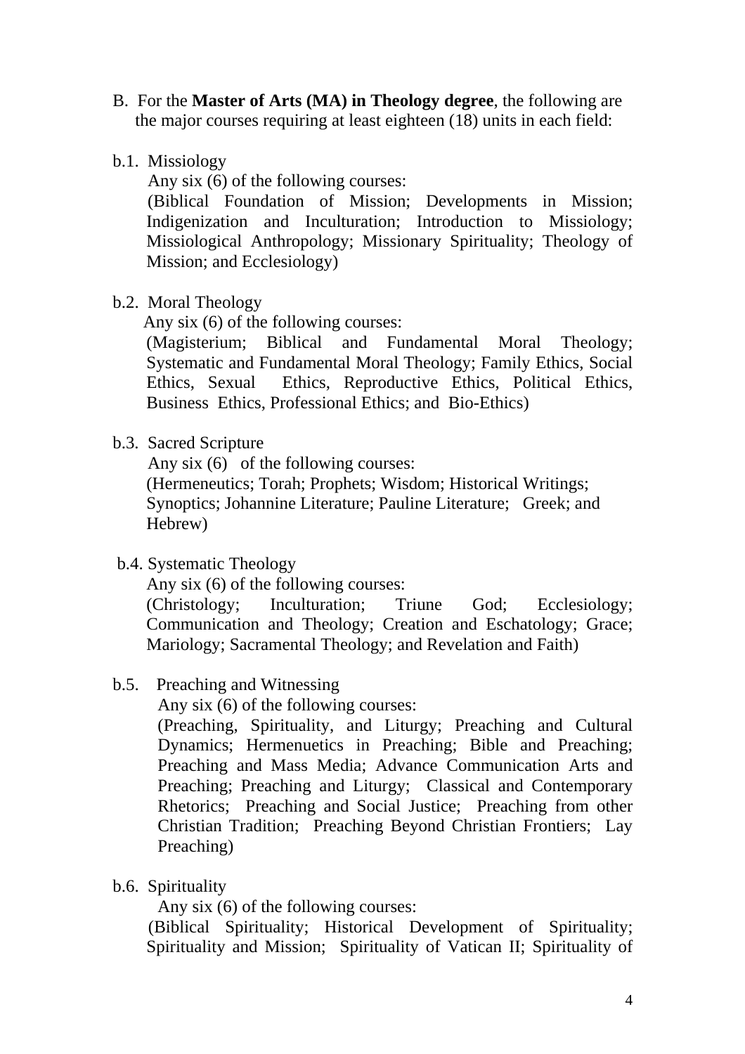B. For the **Master of Arts (MA) in Theology degree**, the following are the major courses requiring at least eighteen (18) units in each field:

b.1. Missiology

Any six (6) of the following courses:

(Biblical Foundation of Mission; Developments in Mission; Indigenization and Inculturation; Introduction to Missiology; Missiological Anthropology; Missionary Spirituality; Theology of Mission; and Ecclesiology)

b.2. Moral Theology

Any six (6) of the following courses:

(Magisterium; Biblical and Fundamental Moral Theology; Systematic and Fundamental Moral Theology; Family Ethics, Social Ethics, Sexual Ethics, Reproductive Ethics, Political Ethics, Business Ethics, Professional Ethics; and Bio-Ethics)

b.3. Sacred Scripture

Any six (6) of the following courses:

(Hermeneutics; Torah; Prophets; Wisdom; Historical Writings; Synoptics; Johannine Literature; Pauline Literature; Greek; and Hebrew)

b.4. Systematic Theology

Any six (6) of the following courses:

(Christology; Inculturation; Triune God; Ecclesiology; Communication and Theology; Creation and Eschatology; Grace; Mariology; Sacramental Theology; and Revelation and Faith)

b.5. Preaching and Witnessing

Any six (6) of the following courses:

(Preaching, Spirituality, and Liturgy; Preaching and Cultural Dynamics; Hermenuetics in Preaching; Bible and Preaching; Preaching and Mass Media; Advance Communication Arts and Preaching; Preaching and Liturgy; Classical and Contemporary Rhetorics; Preaching and Social Justice; Preaching from other Christian Tradition; Preaching Beyond Christian Frontiers; Lay Preaching)

b.6. Spirituality

Any six (6) of the following courses:

(Biblical Spirituality; Historical Development of Spirituality; Spirituality and Mission; Spirituality of Vatican II; Spirituality of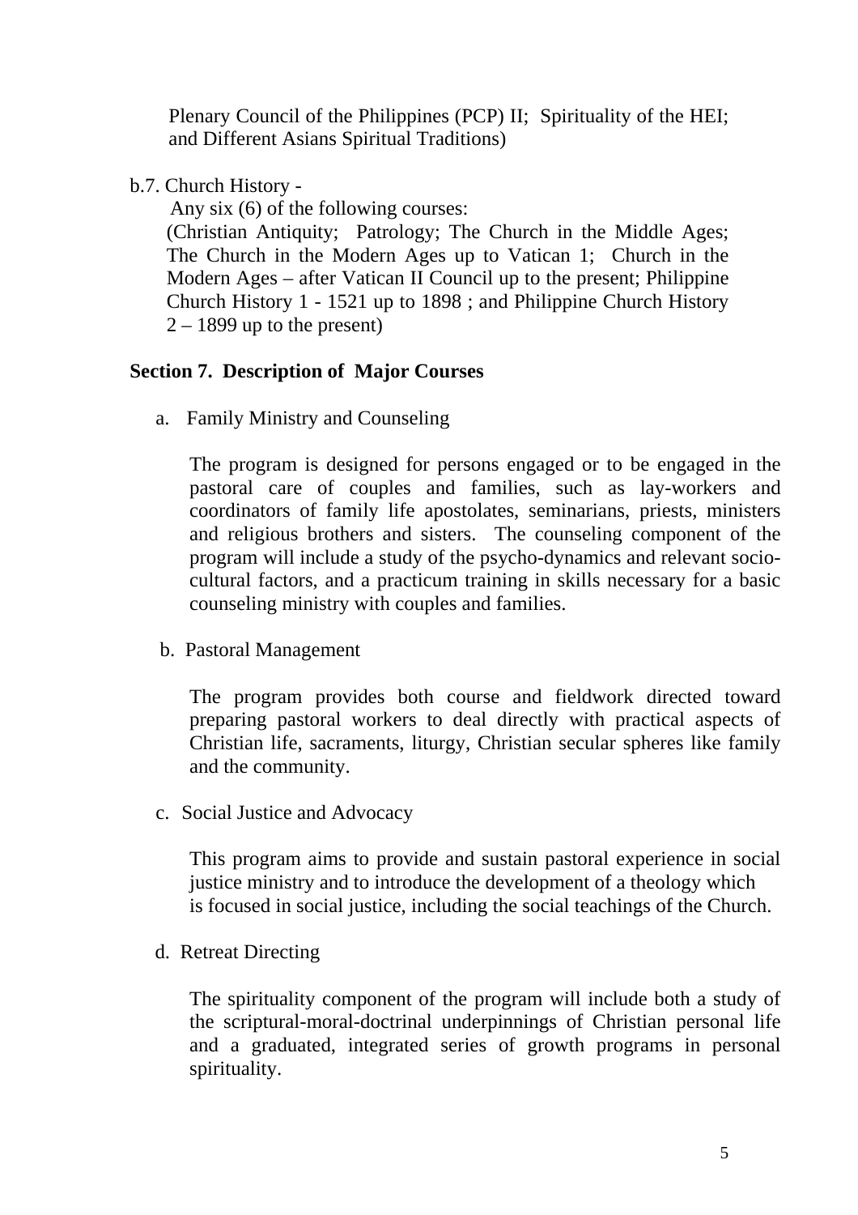Plenary Council of the Philippines (PCP) II; Spirituality of the HEI; and Different Asians Spiritual Traditions)

b.7. Church History -

Any six (6) of the following courses:

(Christian Antiquity; Patrology; The Church in the Middle Ages; The Church in the Modern Ages up to Vatican 1; Church in the Modern Ages – after Vatican II Council up to the present; Philippine Church History 1 - 1521 up to 1898 ; and Philippine Church History 2 – 1899 up to the present)

**Section 7. Description of Major Courses**

a. Family Ministry and Counseling

The program is designed for persons engaged or to be engaged in the pastoral care of couples and families, such as lay-workers and coordinators of family life apostolates, seminarians, priests, ministers and religious brothers and sisters. The counseling component of the program will include a study of the psycho-dynamics and relevant socio-cultural factors, and a practicum training in skills necessary for a basic counseling ministry with couples and families.

b. Pastoral Management

The program provides both course and fieldwork directed toward preparing pastoral workers to deal directly with practical aspects of Christian life, sacraments, liturgy, Christian secular spheres like family and the community.

c. Social Justice and Advocacy

This program aims to provide and sustain pastoral experience in social justice ministry and to introduce the development of a theology which is focused in social justice, including the social teachings of the Church.

d. Retreat Directing

The spirituality component of the program will include both a study of the scriptural-moral-doctrinal underpinnings of Christian personal life and a graduated, integrated series of growth programs in personal spirituality.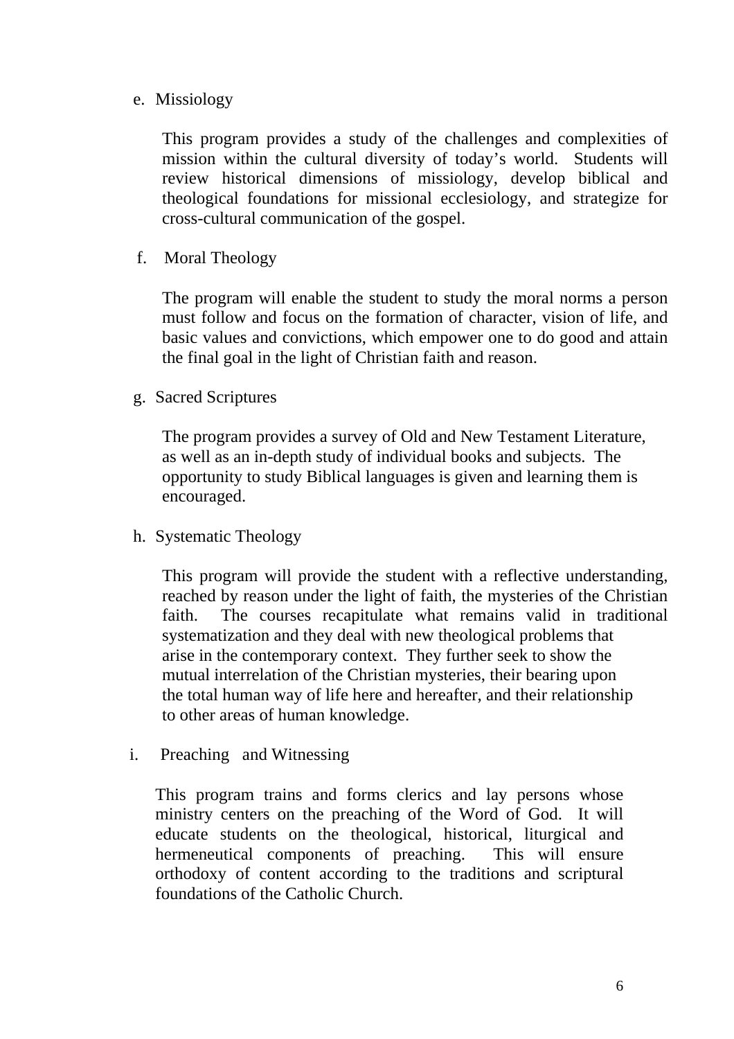e. Missiology

This program provides a study of the challenges and complexities of mission within the cultural diversity of today's world. Students will review historical dimensions of missiology, develop biblical and theological foundations for missional ecclesiology, and strategize for cross-cultural communication of the gospel.

f. Moral Theology

The program will enable the student to study the moral norms a person must follow and focus on the formation of character, vision of life, and basic values and convictions, which empower one to do good and attain the final goal in the light of Christian faith and reason.

g. Sacred Scriptures

The program provides a survey of Old and New Testament Literature, as well as an in-depth study of individual books and subjects. The opportunity to study Biblical languages is given and learning them is encouraged.

h. Systematic Theology

This program will provide the student with a reflective understanding, reached by reason under the light of faith, the mysteries of the Christian faith. The courses recapitulate what remains valid in traditional systematization and they deal with new theological problems that arise in the contemporary context. They further seek to show the mutual interrelation of the Christian mysteries, their bearing upon the total human way of life here and hereafter, and their relationship to other areas of human knowledge.

i. Preaching and Witnessing

This program trains and forms clerics and lay persons whose ministry centers on the preaching of the Word of God. It will educate students on the theological, historical, liturgical and hermeneutical components of preaching. This will ensure orthodoxy of content according to the traditions and scriptural foundations of the Catholic Church.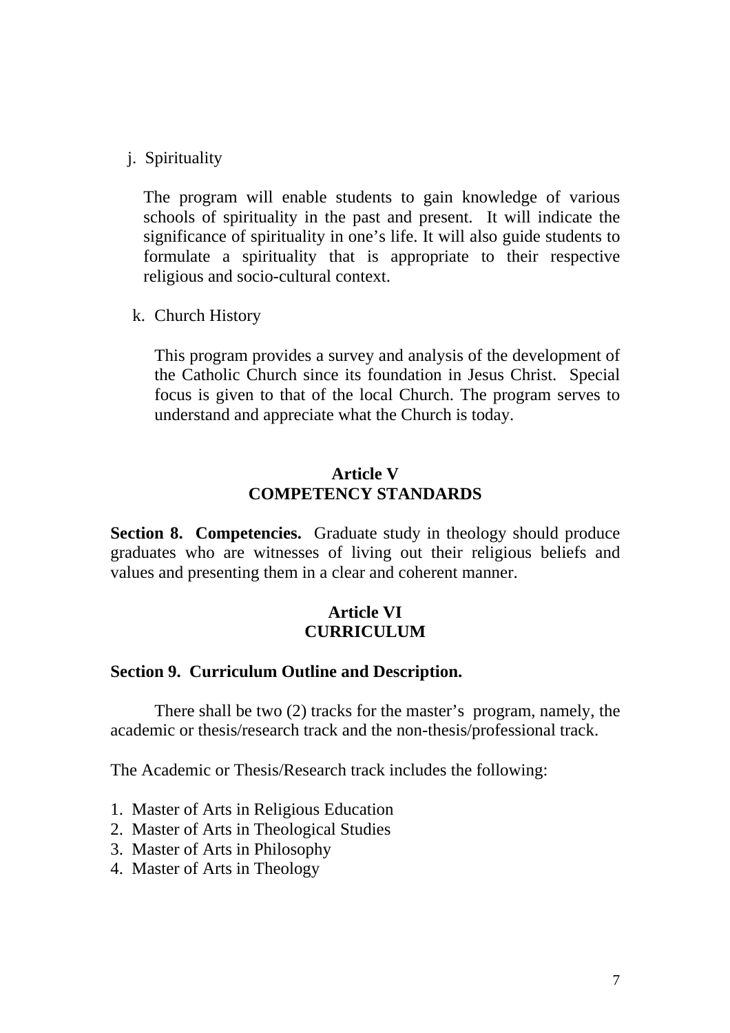j. Spirituality

The program will enable students to gain knowledge of various schools of spirituality in the past and present. It will indicate the significance of spirituality in one's life. It will also guide students to formulate a spirituality that is appropriate to their respective religious and socio-cultural context.

k. Church History

This program provides a survey and analysis of the development of the Catholic Church since its foundation in Jesus Christ. Special focus is given to that of the local Church. The program serves to understand and appreciate what the Church is today.

## Article V
## COMPETENCY STANDARDS

**Section 8. Competencies.** Graduate study in theology should produce graduates who are witnesses of living out their religious beliefs and values and presenting them in a clear and coherent manner.

## Article VI
## CURRICULUM

**Section 9. Curriculum Outline and Description.**

There shall be two (2) tracks for the master's program, namely, the academic or thesis/research track and the non-thesis/professional track.

The Academic or Thesis/Research track includes the following:

1. Master of Arts in Religious Education
2. Master of Arts in Theological Studies
3. Master of Arts in Philosophy
4. Master of Arts in Theology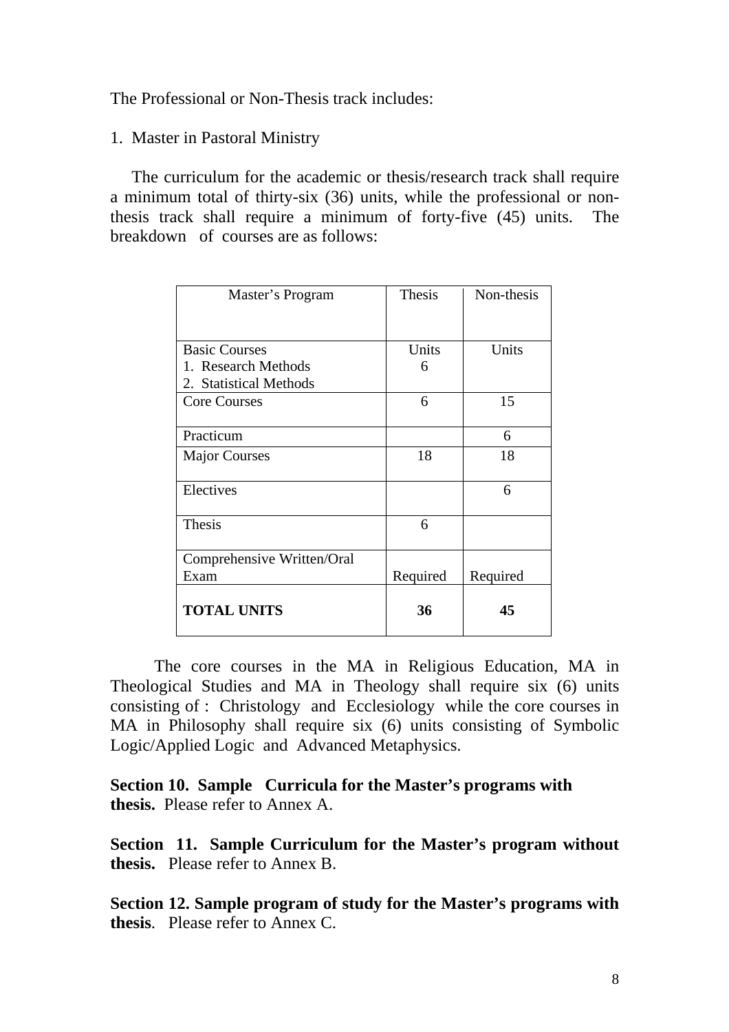The Professional or Non-Thesis track includes:

1. Master in Pastoral Ministry

The curriculum for the academic or thesis/research track shall require a minimum total of thirty-six (36) units, while the professional or non-thesis track shall require a minimum of forty-five (45) units. The breakdown of courses are as follows:

| Master's Program | Thesis | Non-thesis |
|---|---|---|
| Basic Courses<br>1. Research Methods<br>2. Statistical Methods | Units<br>6 | Units |
| Core Courses | 6 | 15 |
| Practicum | | 6 |
| Major Courses | 18 | 18 |
| Electives | | 6 |
| Thesis | 6 | |
| Comprehensive Written/Oral Exam | Required | Required |
| **TOTAL UNITS** | **36** | **45** |

The core courses in the MA in Religious Education, MA in Theological Studies and MA in Theology shall require six (6) units consisting of : Christology and Ecclesiology while the core courses in MA in Philosophy shall require six (6) units consisting of Symbolic Logic/Applied Logic and Advanced Metaphysics.

**Section 10. Sample Curricula for the Master's programs with thesis.** Please refer to Annex A.

**Section 11. Sample Curriculum for the Master's program without thesis.** Please refer to Annex B.

**Section 12. Sample program of study for the Master's programs with thesis**. Please refer to Annex C.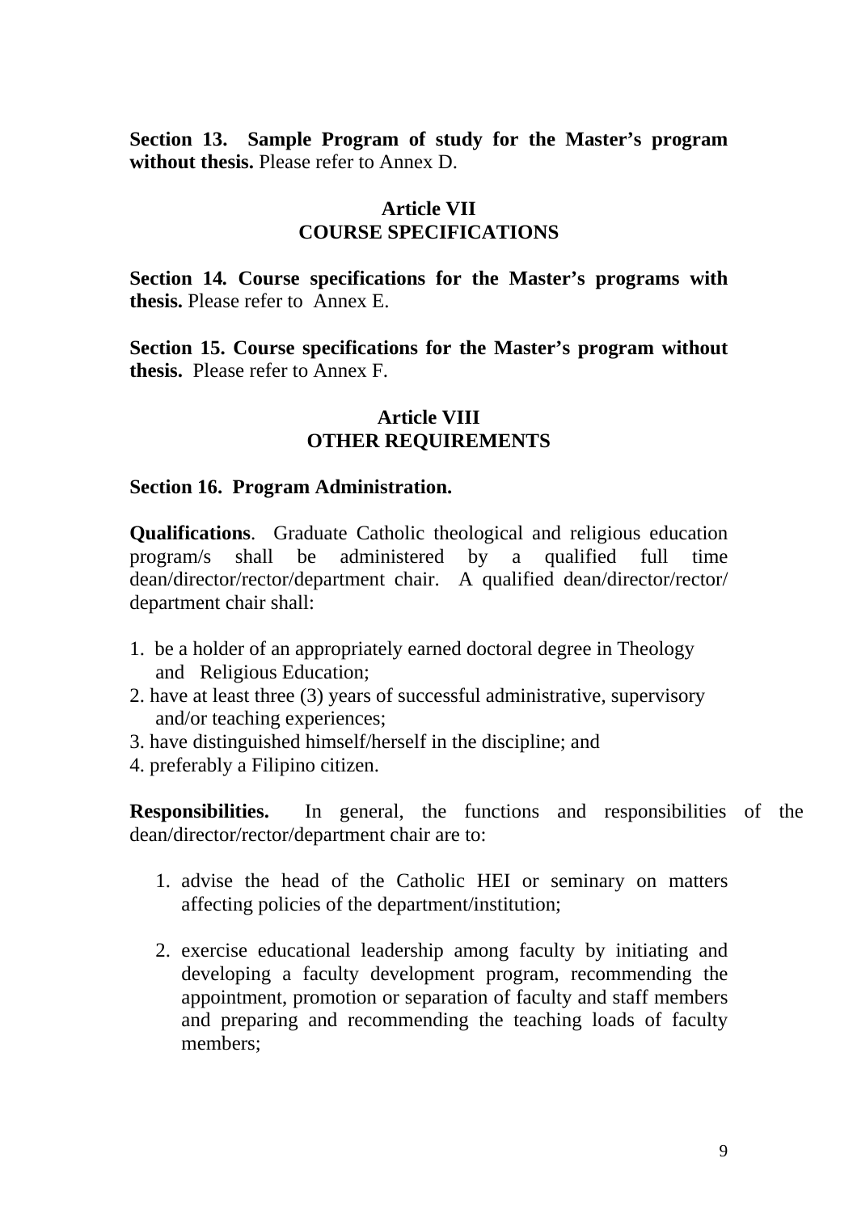**Section 13. Sample Program of study for the Master's program without thesis.** Please refer to Annex D.

## Article VII
## COURSE SPECIFICATIONS

**Section 14. Course specifications for the Master's programs with thesis.** Please refer to Annex E.

**Section 15. Course specifications for the Master's program without thesis.** Please refer to Annex F.

## Article VIII
## OTHER REQUIREMENTS

**Section 16. Program Administration.**

**Qualifications**. Graduate Catholic theological and religious education program/s shall be administered by a qualified full time dean/director/rector/department chair. A qualified dean/director/rector/ department chair shall:

1. be a holder of an appropriately earned doctoral degree in Theology and Religious Education;
2. have at least three (3) years of successful administrative, supervisory and/or teaching experiences;
3. have distinguished himself/herself in the discipline; and
4. preferably a Filipino citizen.

**Responsibilities.** In general, the functions and responsibilities of the dean/director/rector/department chair are to:

1. advise the head of the Catholic HEI or seminary on matters affecting policies of the department/institution;

2. exercise educational leadership among faculty by initiating and developing a faculty development program, recommending the appointment, promotion or separation of faculty and staff members and preparing and recommending the teaching loads of faculty members;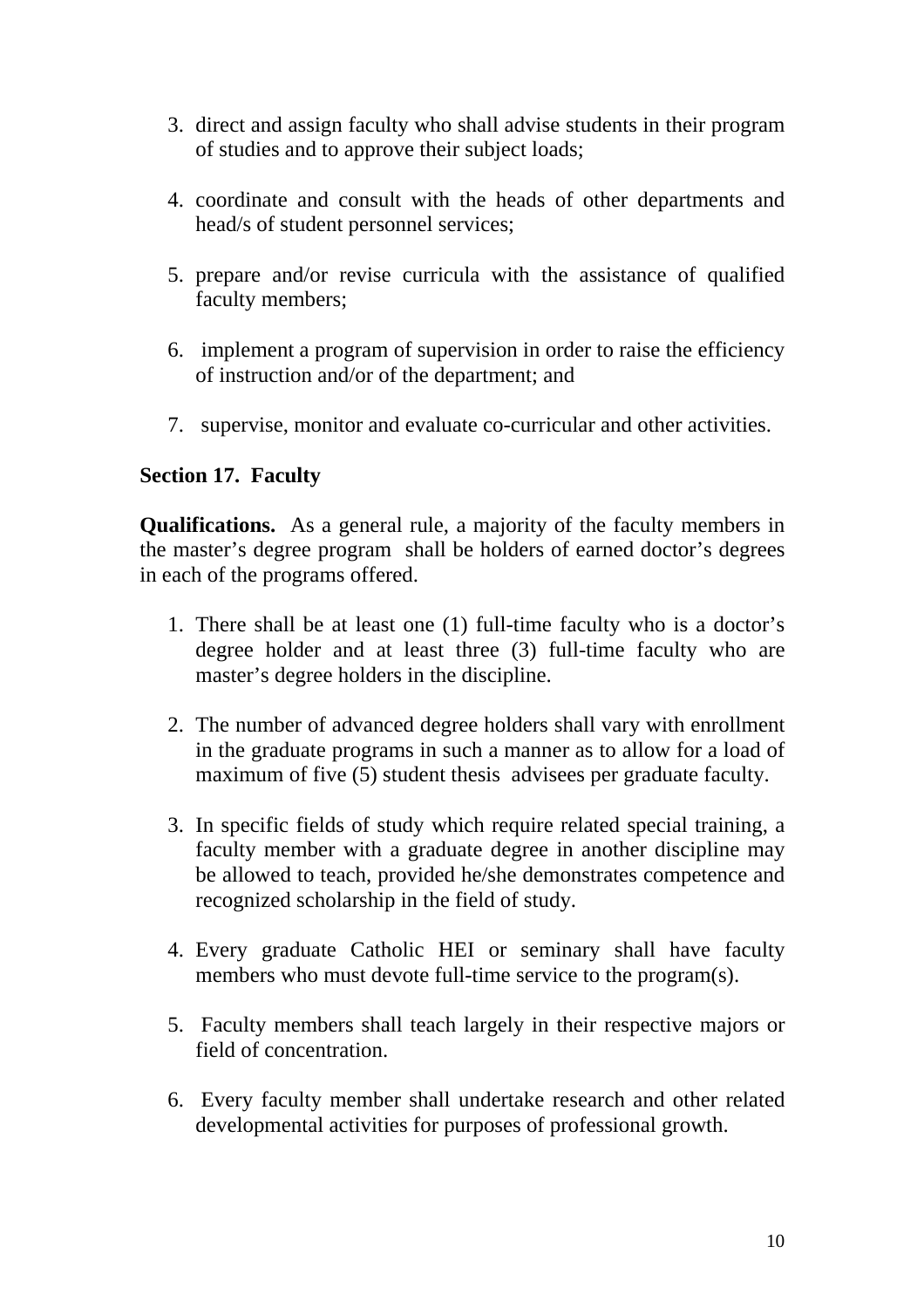3. direct and assign faculty who shall advise students in their program of studies and to approve their subject loads;

4. coordinate and consult with the heads of other departments and head/s of student personnel services;

5. prepare and/or revise curricula with the assistance of qualified faculty members;

6. implement a program of supervision in order to raise the efficiency of instruction and/or of the department; and

7. supervise, monitor and evaluate co-curricular and other activities.

**Section 17. Faculty**

**Qualifications.** As a general rule, a majority of the faculty members in the master's degree program shall be holders of earned doctor's degrees in each of the programs offered.

1. There shall be at least one (1) full-time faculty who is a doctor's degree holder and at least three (3) full-time faculty who are master's degree holders in the discipline.

2. The number of advanced degree holders shall vary with enrollment in the graduate programs in such a manner as to allow for a load of maximum of five (5) student thesis advisees per graduate faculty.

3. In specific fields of study which require related special training, a faculty member with a graduate degree in another discipline may be allowed to teach, provided he/she demonstrates competence and recognized scholarship in the field of study.

4. Every graduate Catholic HEI or seminary shall have faculty members who must devote full-time service to the program(s).

5. Faculty members shall teach largely in their respective majors or field of concentration.

6. Every faculty member shall undertake research and other related developmental activities for purposes of professional growth.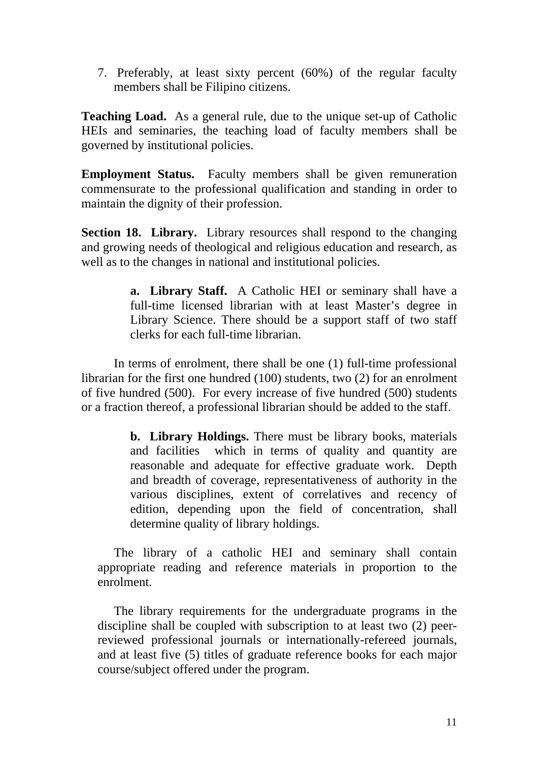7. Preferably, at least sixty percent (60%) of the regular faculty members shall be Filipino citizens.

**Teaching Load.** As a general rule, due to the unique set-up of Catholic HEIs and seminaries, the teaching load of faculty members shall be governed by institutional policies.

**Employment Status.** Faculty members shall be given remuneration commensurate to the professional qualification and standing in order to maintain the dignity of their profession.

**Section 18. Library.** Library resources shall respond to the changing and growing needs of theological and religious education and research, as well as to the changes in national and institutional policies.

> **a. Library Staff.** A Catholic HEI or seminary shall have a full-time licensed librarian with at least Master's degree in Library Science. There should be a support staff of two staff clerks for each full-time librarian.

In terms of enrolment, there shall be one (1) full-time professional librarian for the first one hundred (100) students, two (2) for an enrolment of five hundred (500). For every increase of five hundred (500) students or a fraction thereof, a professional librarian should be added to the staff.

> **b. Library Holdings.** There must be library books, materials and facilities which in terms of quality and quantity are reasonable and adequate for effective graduate work. Depth and breadth of coverage, representativeness of authority in the various disciplines, extent of correlatives and recency of edition, depending upon the field of concentration, shall determine quality of library holdings.

The library of a catholic HEI and seminary shall contain appropriate reading and reference materials in proportion to the enrolment.

The library requirements for the undergraduate programs in the discipline shall be coupled with subscription to at least two (2) peer-reviewed professional journals or internationally-refereed journals, and at least five (5) titles of graduate reference books for each major course/subject offered under the program.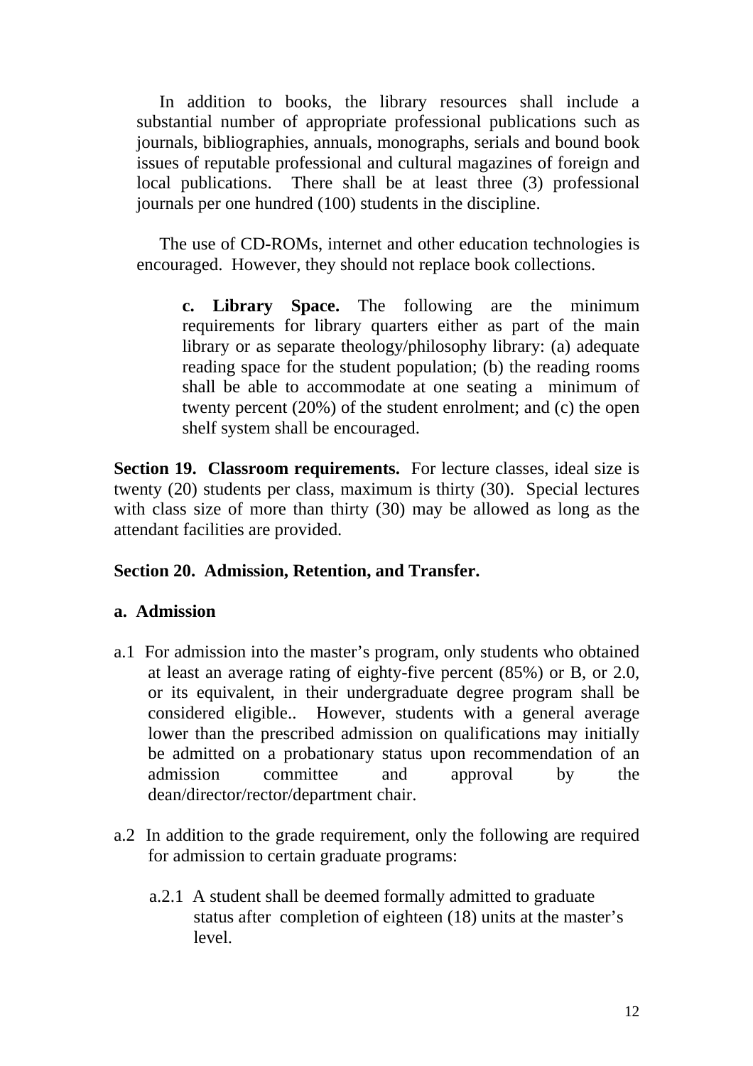In addition to books, the library resources shall include a substantial number of appropriate professional publications such as journals, bibliographies, annuals, monographs, serials and bound book issues of reputable professional and cultural magazines of foreign and local publications. There shall be at least three (3) professional journals per one hundred (100) students in the discipline.

The use of CD-ROMs, internet and other education technologies is encouraged. However, they should not replace book collections.

**c. Library Space.** The following are the minimum requirements for library quarters either as part of the main library or as separate theology/philosophy library: (a) adequate reading space for the student population; (b) the reading rooms shall be able to accommodate at one seating a minimum of twenty percent (20%) of the student enrolment; and (c) the open shelf system shall be encouraged.

**Section 19. Classroom requirements.** For lecture classes, ideal size is twenty (20) students per class, maximum is thirty (30). Special lectures with class size of more than thirty (30) may be allowed as long as the attendant facilities are provided.

**Section 20. Admission, Retention, and Transfer.**

**a. Admission**

a.1 For admission into the master's program, only students who obtained at least an average rating of eighty-five percent (85%) or B, or 2.0, or its equivalent, in their undergraduate degree program shall be considered eligible.. However, students with a general average lower than the prescribed admission on qualifications may initially be admitted on a probationary status upon recommendation of an admission committee and approval by the dean/director/rector/department chair.

a.2 In addition to the grade requirement, only the following are required for admission to certain graduate programs:

a.2.1 A student shall be deemed formally admitted to graduate status after completion of eighteen (18) units at the master's level.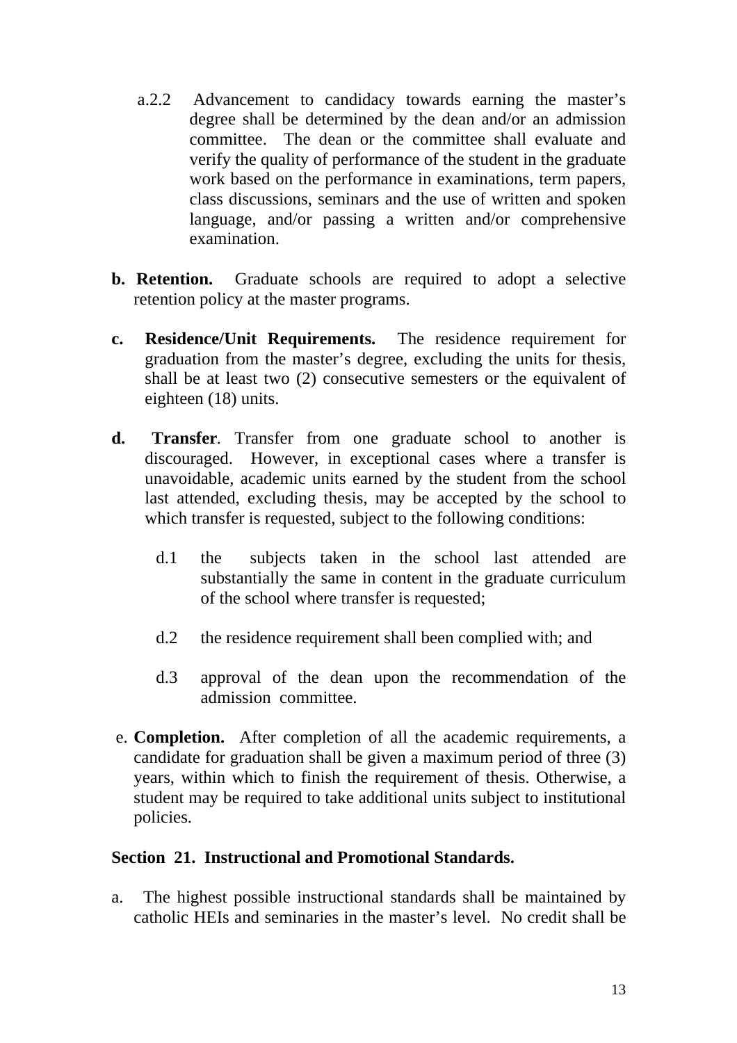a.2.2 Advancement to candidacy towards earning the master's degree shall be determined by the dean and/or an admission committee. The dean or the committee shall evaluate and verify the quality of performance of the student in the graduate work based on the performance in examinations, term papers, class discussions, seminars and the use of written and spoken language, and/or passing a written and/or comprehensive examination.

**b. Retention.** Graduate schools are required to adopt a selective retention policy at the master programs.

**c. Residence/Unit Requirements.** The residence requirement for graduation from the master's degree, excluding the units for thesis, shall be at least two (2) consecutive semesters or the equivalent of eighteen (18) units.

**d. Transfer**. Transfer from one graduate school to another is discouraged. However, in exceptional cases where a transfer is unavoidable, academic units earned by the student from the school last attended, excluding thesis, may be accepted by the school to which transfer is requested, subject to the following conditions:

d.1 the subjects taken in the school last attended are substantially the same in content in the graduate curriculum of the school where transfer is requested;

d.2 the residence requirement shall been complied with; and

d.3 approval of the dean upon the recommendation of the admission committee.

e. **Completion.** After completion of all the academic requirements, a candidate for graduation shall be given a maximum period of three (3) years, within which to finish the requirement of thesis. Otherwise, a student may be required to take additional units subject to institutional policies.

**Section 21. Instructional and Promotional Standards.**

a. The highest possible instructional standards shall be maintained by catholic HEIs and seminaries in the master's level. No credit shall be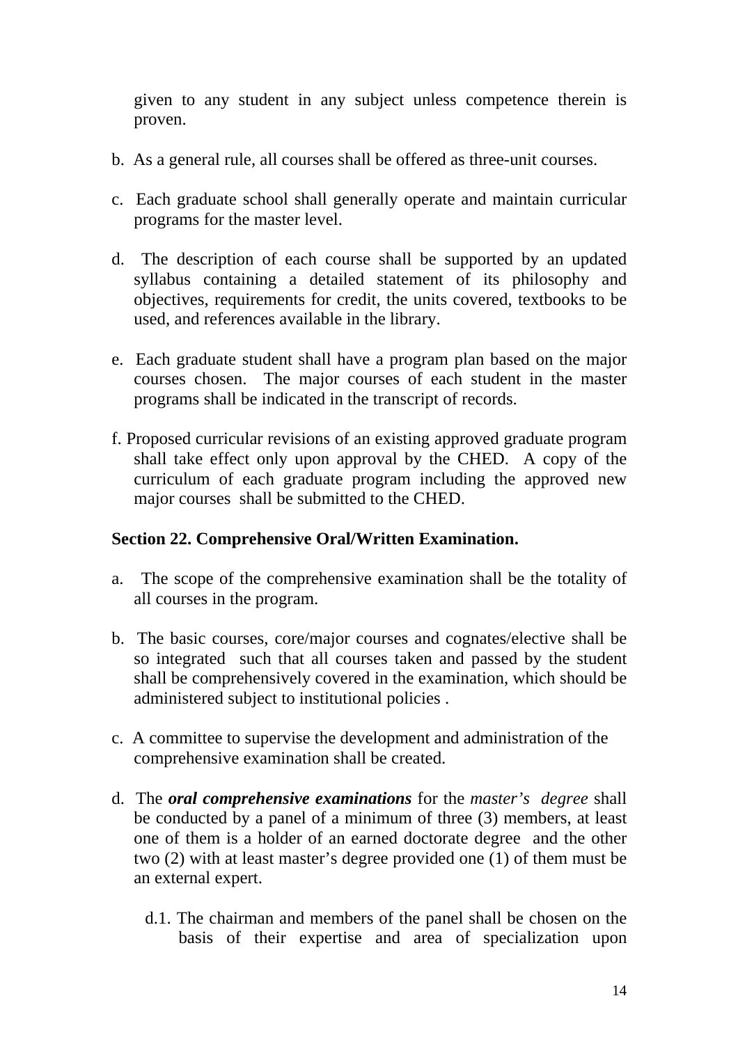given to any student in any subject unless competence therein is proven.

b. As a general rule, all courses shall be offered as three-unit courses.

c. Each graduate school shall generally operate and maintain curricular programs for the master level.

d. The description of each course shall be supported by an updated syllabus containing a detailed statement of its philosophy and objectives, requirements for credit, the units covered, textbooks to be used, and references available in the library.

e. Each graduate student shall have a program plan based on the major courses chosen. The major courses of each student in the master programs shall be indicated in the transcript of records.

f. Proposed curricular revisions of an existing approved graduate program shall take effect only upon approval by the CHED. A copy of the curriculum of each graduate program including the approved new major courses shall be submitted to the CHED.

**Section 22. Comprehensive Oral/Written Examination.**

a. The scope of the comprehensive examination shall be the totality of all courses in the program.

b. The basic courses, core/major courses and cognates/elective shall be so integrated such that all courses taken and passed by the student shall be comprehensively covered in the examination, which should be administered subject to institutional policies .

c. A committee to supervise the development and administration of the comprehensive examination shall be created.

d. The ***oral comprehensive examinations*** for the *master's degree* shall be conducted by a panel of a minimum of three (3) members, at least one of them is a holder of an earned doctorate degree and the other two (2) with at least master's degree provided one (1) of them must be an external expert.

   d.1. The chairman and members of the panel shall be chosen on the basis of their expertise and area of specialization upon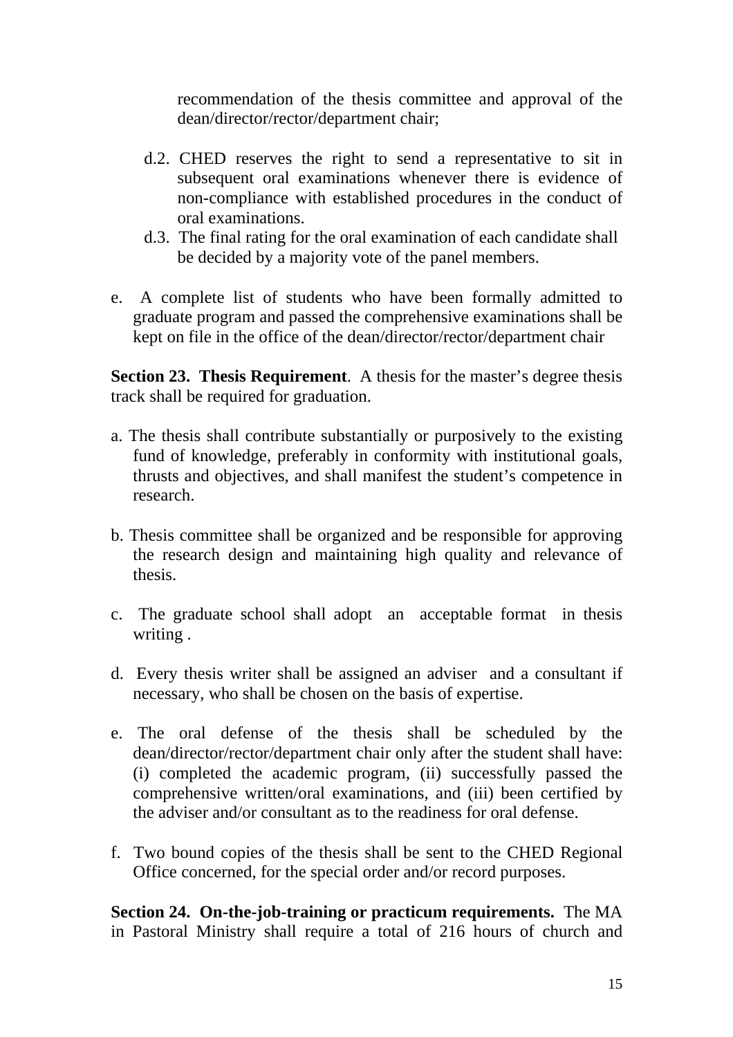recommendation of the thesis committee and approval of the dean/director/rector/department chair;

d.2. CHED reserves the right to send a representative to sit in subsequent oral examinations whenever there is evidence of non-compliance with established procedures in the conduct of oral examinations.

d.3. The final rating for the oral examination of each candidate shall be decided by a majority vote of the panel members.

e. A complete list of students who have been formally admitted to graduate program and passed the comprehensive examinations shall be kept on file in the office of the dean/director/rector/department chair

**Section 23. Thesis Requirement**. A thesis for the master's degree thesis track shall be required for graduation.

a. The thesis shall contribute substantially or purposively to the existing fund of knowledge, preferably in conformity with institutional goals, thrusts and objectives, and shall manifest the student's competence in research.

b. Thesis committee shall be organized and be responsible for approving the research design and maintaining high quality and relevance of thesis.

c. The graduate school shall adopt an acceptable format in thesis writing .

d. Every thesis writer shall be assigned an adviser and a consultant if necessary, who shall be chosen on the basis of expertise.

e. The oral defense of the thesis shall be scheduled by the dean/director/rector/department chair only after the student shall have: (i) completed the academic program, (ii) successfully passed the comprehensive written/oral examinations, and (iii) been certified by the adviser and/or consultant as to the readiness for oral defense.

f. Two bound copies of the thesis shall be sent to the CHED Regional Office concerned, for the special order and/or record purposes.

**Section 24. On-the-job-training or practicum requirements.** The MA in Pastoral Ministry shall require a total of 216 hours of church and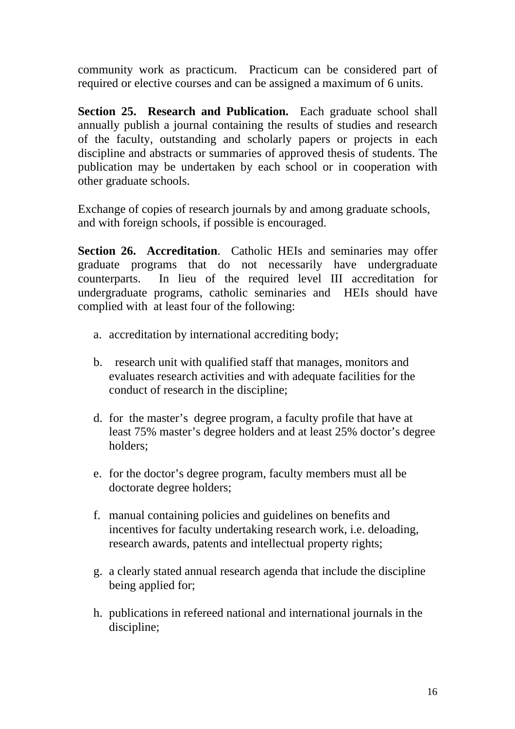community work as practicum. Practicum can be considered part of required or elective courses and can be assigned a maximum of 6 units.

**Section 25. Research and Publication.** Each graduate school shall annually publish a journal containing the results of studies and research of the faculty, outstanding and scholarly papers or projects in each discipline and abstracts or summaries of approved thesis of students. The publication may be undertaken by each school or in cooperation with other graduate schools.

Exchange of copies of research journals by and among graduate schools, and with foreign schools, if possible is encouraged.

**Section 26. Accreditation**. Catholic HEIs and seminaries may offer graduate programs that do not necessarily have undergraduate counterparts. In lieu of the required level III accreditation for undergraduate programs, catholic seminaries and HEIs should have complied with at least four of the following:

a. accreditation by international accrediting body;

b. research unit with qualified staff that manages, monitors and evaluates research activities and with adequate facilities for the conduct of research in the discipline;

d. for the master's degree program, a faculty profile that have at least 75% master's degree holders and at least 25% doctor's degree holders;

e. for the doctor's degree program, faculty members must all be doctorate degree holders;

f. manual containing policies and guidelines on benefits and incentives for faculty undertaking research work, i.e. deloading, research awards, patents and intellectual property rights;

g. a clearly stated annual research agenda that include the discipline being applied for;

h. publications in refereed national and international journals in the discipline;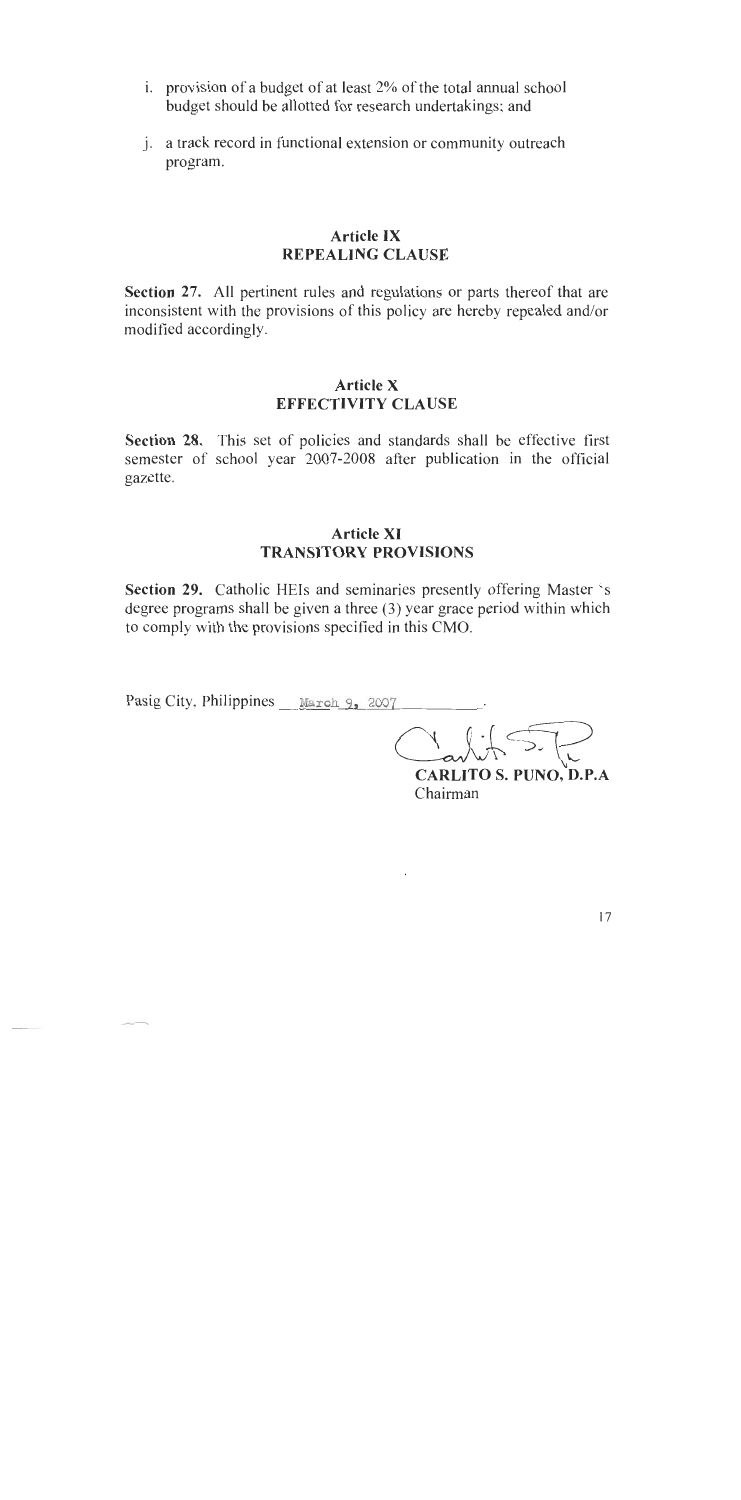i. provision of a budget of at least 2% of the total annual school budget should be allotted for research undertakings; and

j. a track record in functional extension or community outreach program.

## Article IX
## REPEALING CLAUSE

**Section 27.** All pertinent rules and regulations or parts thereof that are inconsistent with the provisions of this policy are hereby repealed and/or modified accordingly.

## Article X
## EFFECTIVITY CLAUSE

**Section 28.** This set of policies and standards shall be effective first semester of school year 2007-2008 after publication in the official gazette.

## Article XI
## TRANSITORY PROVISIONS

**Section 29.** Catholic HEIs and seminaries presently offering Master 's degree programs shall be given a three (3) year grace period within which to comply with the provisions specified in this CMO.

Pasig City, Philippines March 9, 2007.

**CARLITO S. PUNO, D.P.A**
Chairman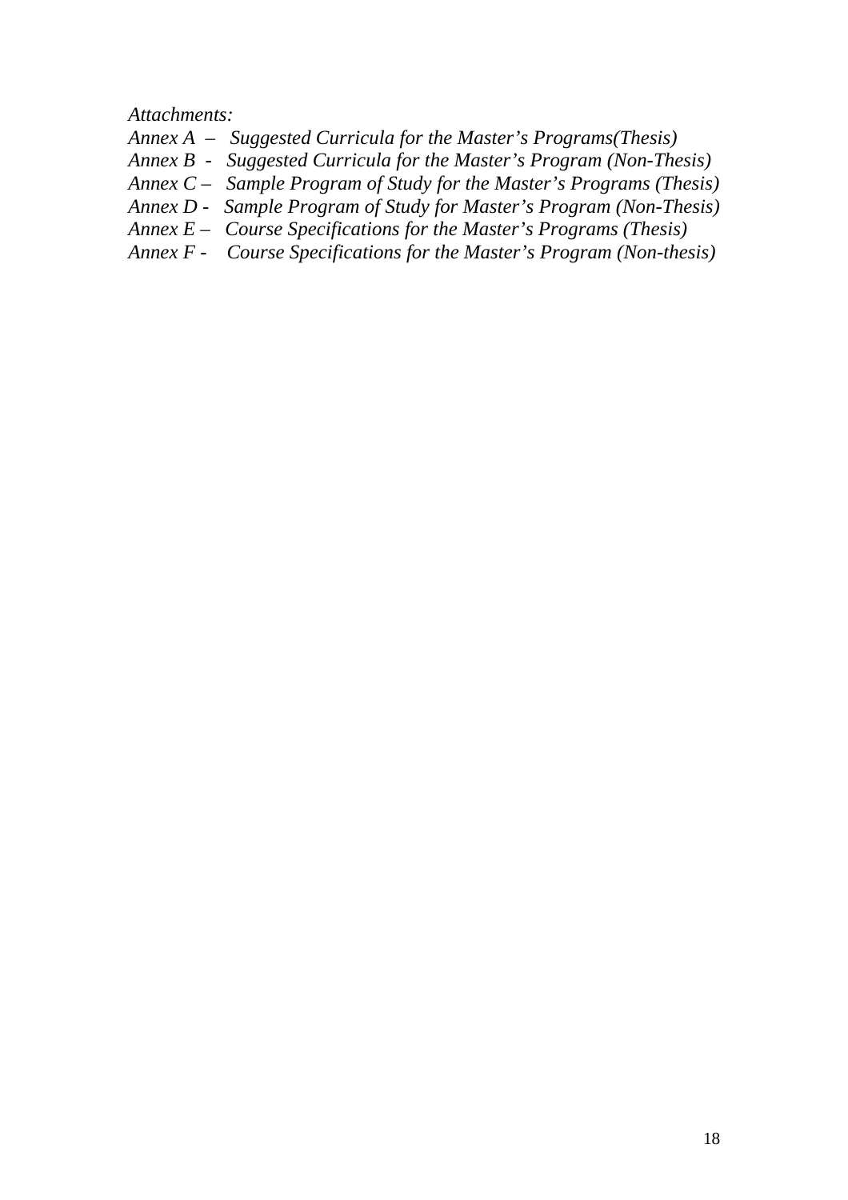*Attachments:*

*Annex A – Suggested Curricula for the Master's Programs(Thesis)*
*Annex B - Suggested Curricula for the Master's Program (Non-Thesis)*
*Annex C – Sample Program of Study for the Master's Programs (Thesis)*
*Annex D - Sample Program of Study for Master's Program (Non-Thesis)*
*Annex E – Course Specifications for the Master's Programs (Thesis)*
*Annex F - Course Specifications for the Master's Program (Non-thesis)*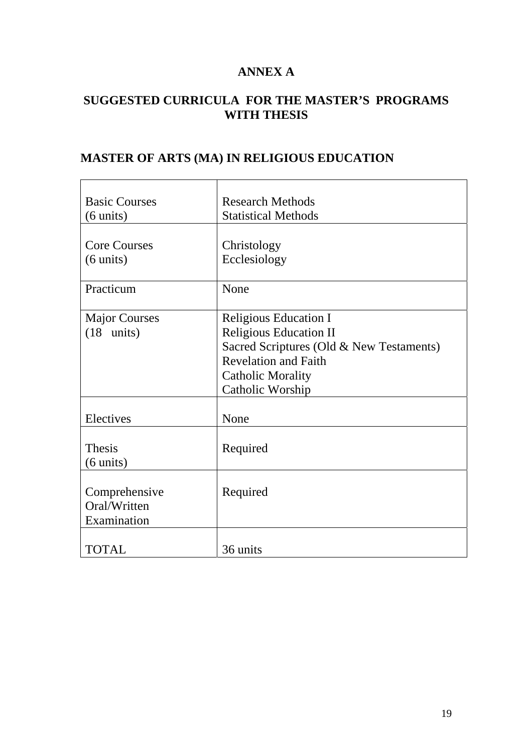# ANNEX A

## SUGGESTED CURRICULA FOR THE MASTER'S PROGRAMS WITH THESIS

### MASTER OF ARTS (MA) IN RELIGIOUS EDUCATION

| | |
|---|---|
| Basic Courses<br>(6 units) | Research Methods<br>Statistical Methods |
| Core Courses<br>(6 units) | Christology<br>Ecclesiology |
| Practicum | None |
| Major Courses<br>(18 units) | Religious Education I<br>Religious Education II<br>Sacred Scriptures (Old & New Testaments)<br>Revelation and Faith<br>Catholic Morality<br>Catholic Worship |
| Electives | None |
| Thesis<br>(6 units) | Required |
| Comprehensive Oral/Written Examination | Required |
| TOTAL | 36 units |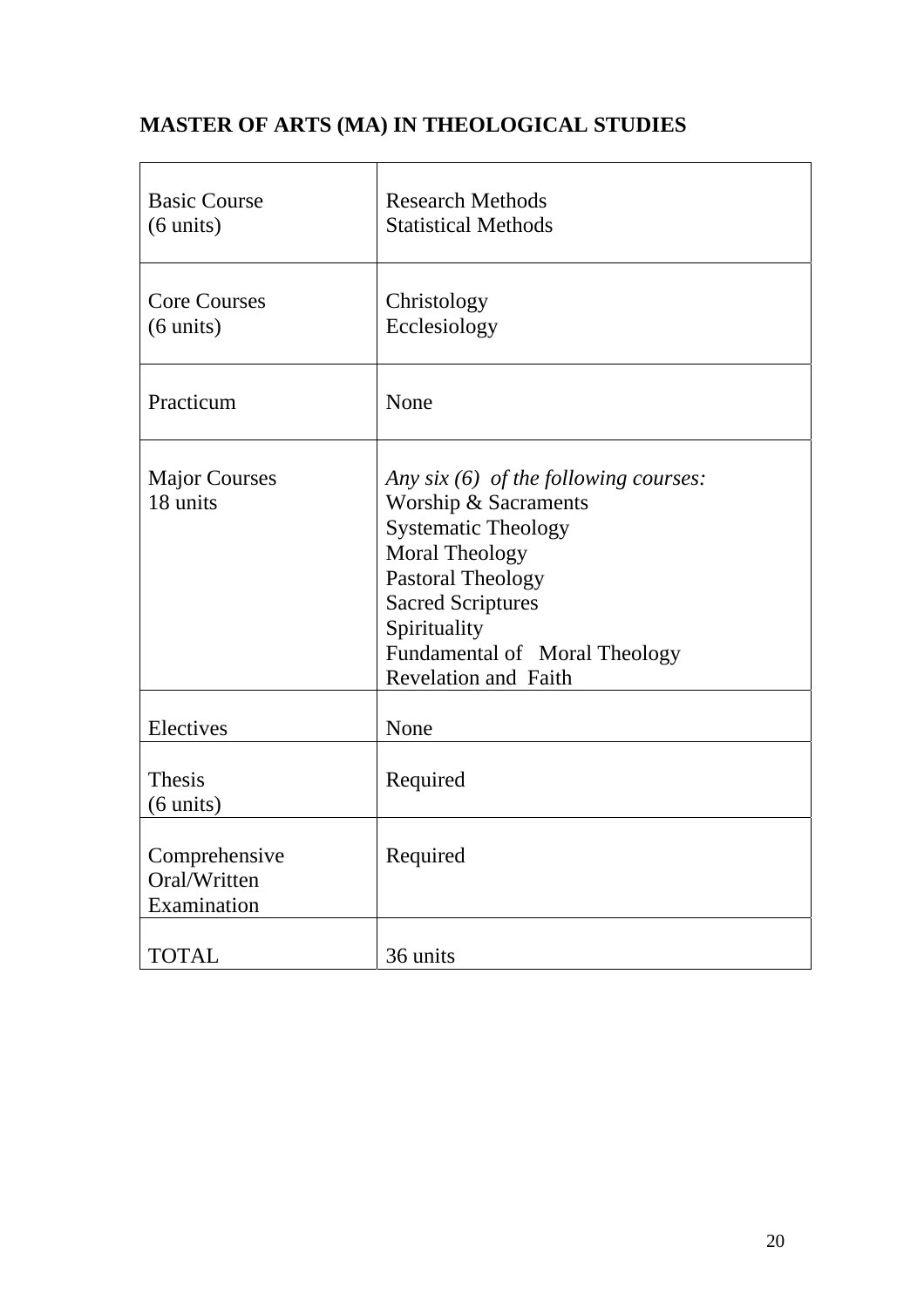## MASTER OF ARTS (MA) IN THEOLOGICAL STUDIES

| | |
|---|---|
| Basic Course<br>(6 units) | Research Methods<br>Statistical Methods |
| Core Courses<br>(6 units) | Christology<br>Ecclesiology |
| Practicum | None |
| Major Courses<br>18 units | *Any six (6) of the following courses:*<br>Worship & Sacraments<br>Systematic Theology<br>Moral Theology<br>Pastoral Theology<br>Sacred Scriptures<br>Spirituality<br>Fundamental of Moral Theology<br>Revelation and Faith |
| Electives | None |
| Thesis<br>(6 units) | Required |
| Comprehensive<br>Oral/Written<br>Examination | Required |
| TOTAL | 36 units |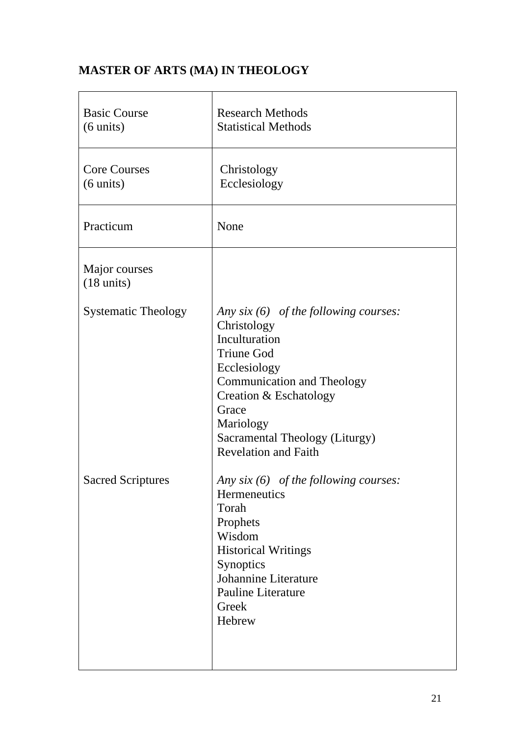# MASTER OF ARTS (MA) IN THEOLOGY

| | |
|---|---|
| Basic Course<br>(6 units) | Research Methods<br>Statistical Methods |
| Core Courses<br>(6 units) | Christology<br>Ecclesiology |
| Practicum | None |
| Major courses<br>(18 units) | |
| Systematic Theology | *Any six (6) of the following courses:*<br>Christology<br>Inculturation<br>Triune God<br>Ecclesiology<br>Communication and Theology<br>Creation & Eschatology<br>Grace<br>Mariology<br>Sacramental Theology (Liturgy)<br>Revelation and Faith |
| Sacred Scriptures | *Any six (6) of the following courses:*<br>Hermeneutics<br>Torah<br>Prophets<br>Wisdom<br>Historical Writings<br>Synoptics<br>Johannine Literature<br>Pauline Literature<br>Greek<br>Hebrew |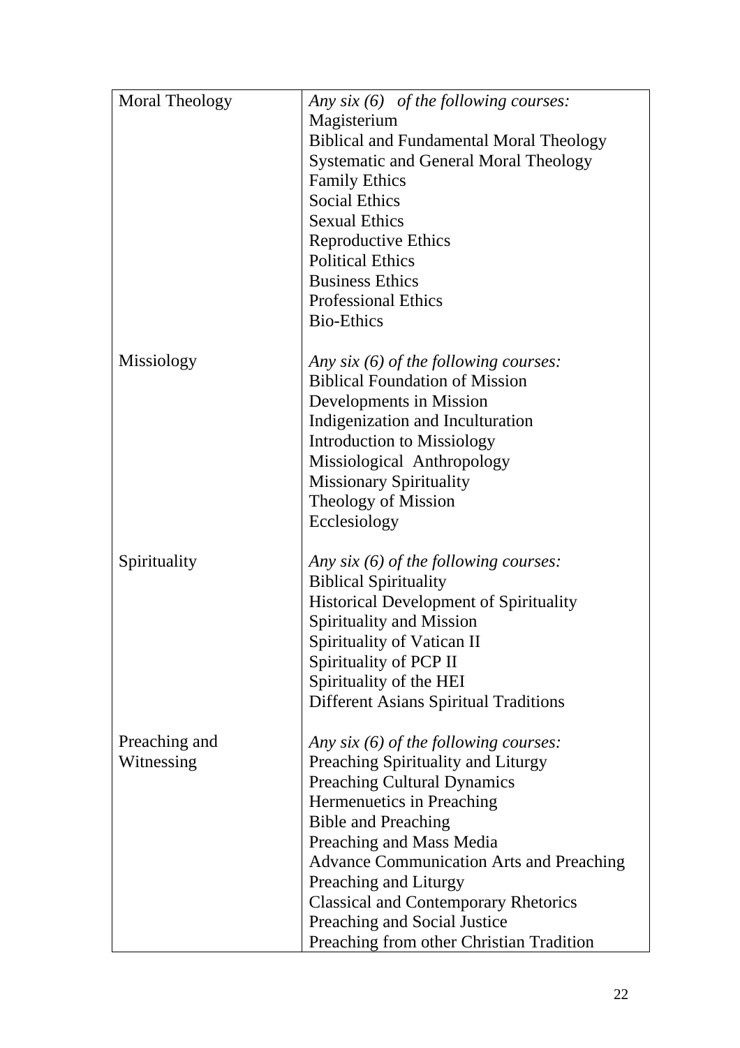| | |
|---|---|
| Moral Theology | *Any six (6) of the following courses:*<br>Magisterium<br>Biblical and Fundamental Moral Theology<br>Systematic and General Moral Theology<br>Family Ethics<br>Social Ethics<br>Sexual Ethics<br>Reproductive Ethics<br>Political Ethics<br>Business Ethics<br>Professional Ethics<br>Bio-Ethics |
| Missiology | *Any six (6) of the following courses:*<br>Biblical Foundation of Mission<br>Developments in Mission<br>Indigenization and Inculturation<br>Introduction to Missiology<br>Missiological Anthropology<br>Missionary Spirituality<br>Theology of Mission<br>Ecclesiology |
| Spirituality | *Any six (6) of the following courses:*<br>Biblical Spirituality<br>Historical Development of Spirituality<br>Spirituality and Mission<br>Spirituality of Vatican II<br>Spirituality of PCP II<br>Spirituality of the HEI<br>Different Asians Spiritual Traditions |
| Preaching and Witnessing | *Any six (6) of the following courses:*<br>Preaching Spirituality and Liturgy<br>Preaching Cultural Dynamics<br>Hermenuetics in Preaching<br>Bible and Preaching<br>Preaching and Mass Media<br>Advance Communication Arts and Preaching<br>Preaching and Liturgy<br>Classical and Contemporary Rhetorics<br>Preaching and Social Justice<br>Preaching from other Christian Tradition |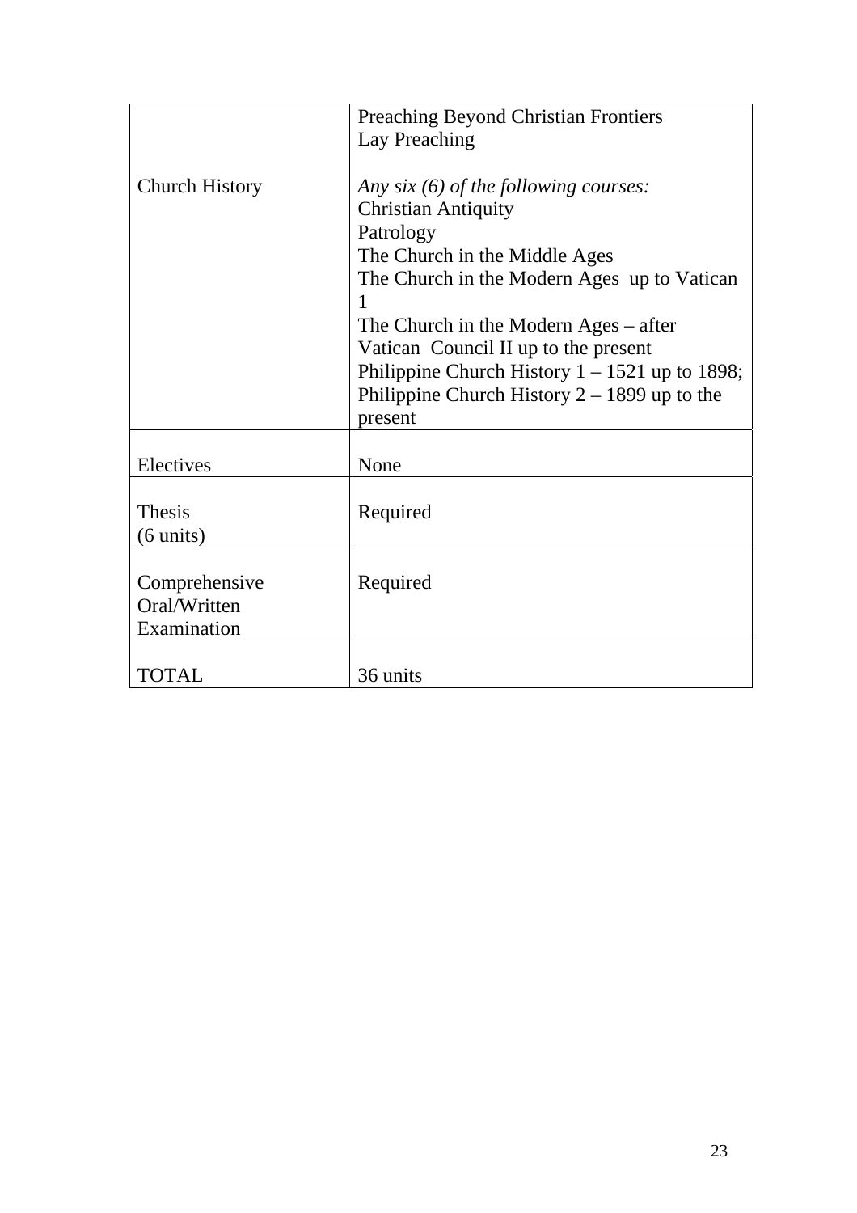| | |
|---|---|
| | Preaching Beyond Christian Frontiers<br>Lay Preaching |
| Church History | *Any six (6) of the following courses:*<br>Christian Antiquity<br>Patrology<br>The Church in the Middle Ages<br>The Church in the Modern Ages up to Vatican 1<br>The Church in the Modern Ages – after Vatican Council II up to the present<br>Philippine Church History 1 – 1521 up to 1898;<br>Philippine Church History 2 – 1899 up to the present |
| Electives | None |
| Thesis<br>(6 units) | Required |
| Comprehensive Oral/Written Examination | Required |
| TOTAL | 36 units |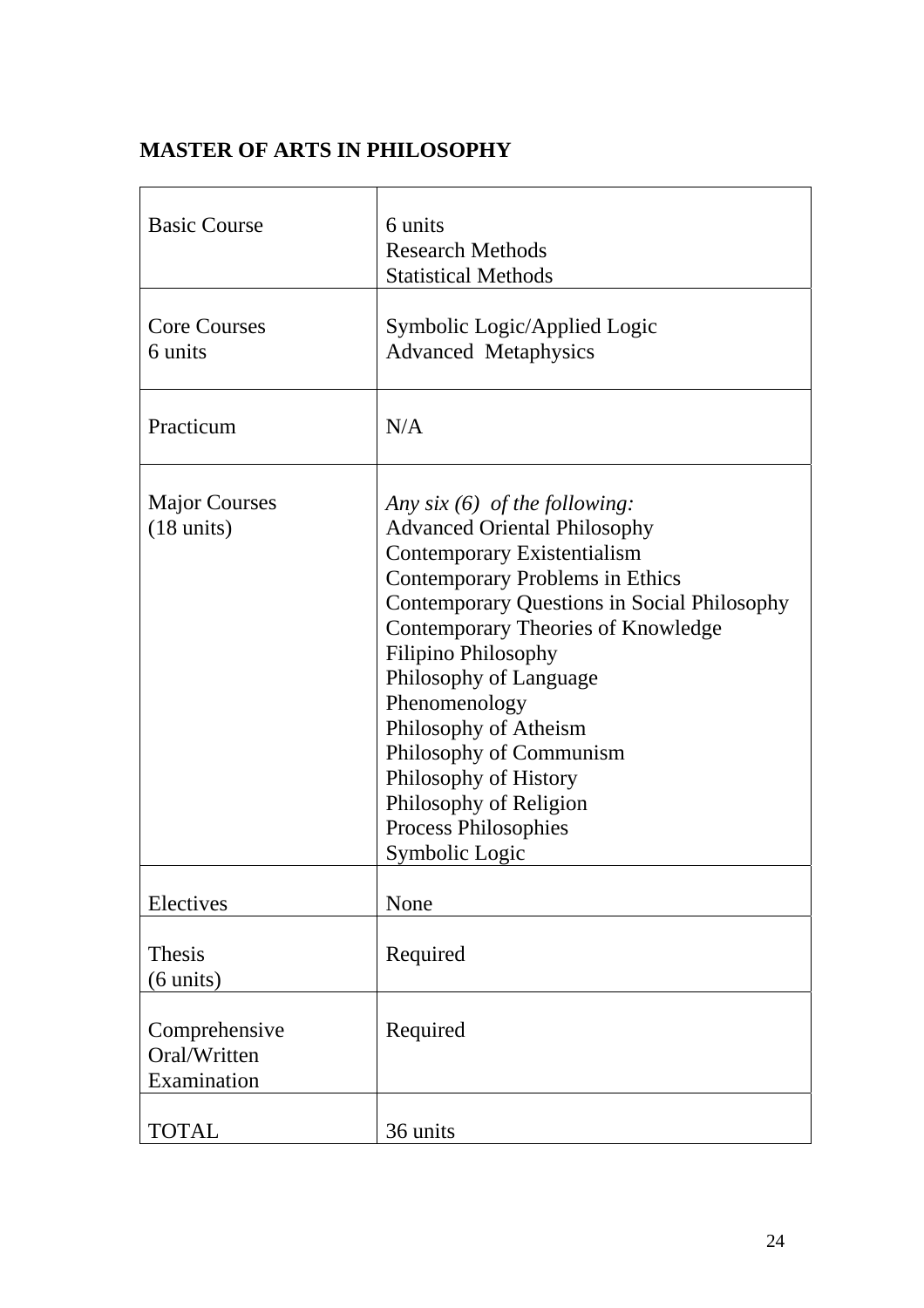**MASTER OF ARTS IN PHILOSOPHY**

| | |
|---|---|
| Basic Course | 6 units<br>Research Methods<br>Statistical Methods |
| Core Courses<br>6 units | Symbolic Logic/Applied Logic<br>Advanced Metaphysics |
| Practicum | N/A |
| Major Courses<br>(18 units) | *Any six (6) of the following:*<br>Advanced Oriental Philosophy<br>Contemporary Existentialism<br>Contemporary Problems in Ethics<br>Contemporary Questions in Social Philosophy<br>Contemporary Theories of Knowledge<br>Filipino Philosophy<br>Philosophy of Language<br>Phenomenology<br>Philosophy of Atheism<br>Philosophy of Communism<br>Philosophy of History<br>Philosophy of Religion<br>Process Philosophies<br>Symbolic Logic |
| Electives | None |
| Thesis<br>(6 units) | Required |
| Comprehensive<br>Oral/Written<br>Examination | Required |
| TOTAL | 36 units |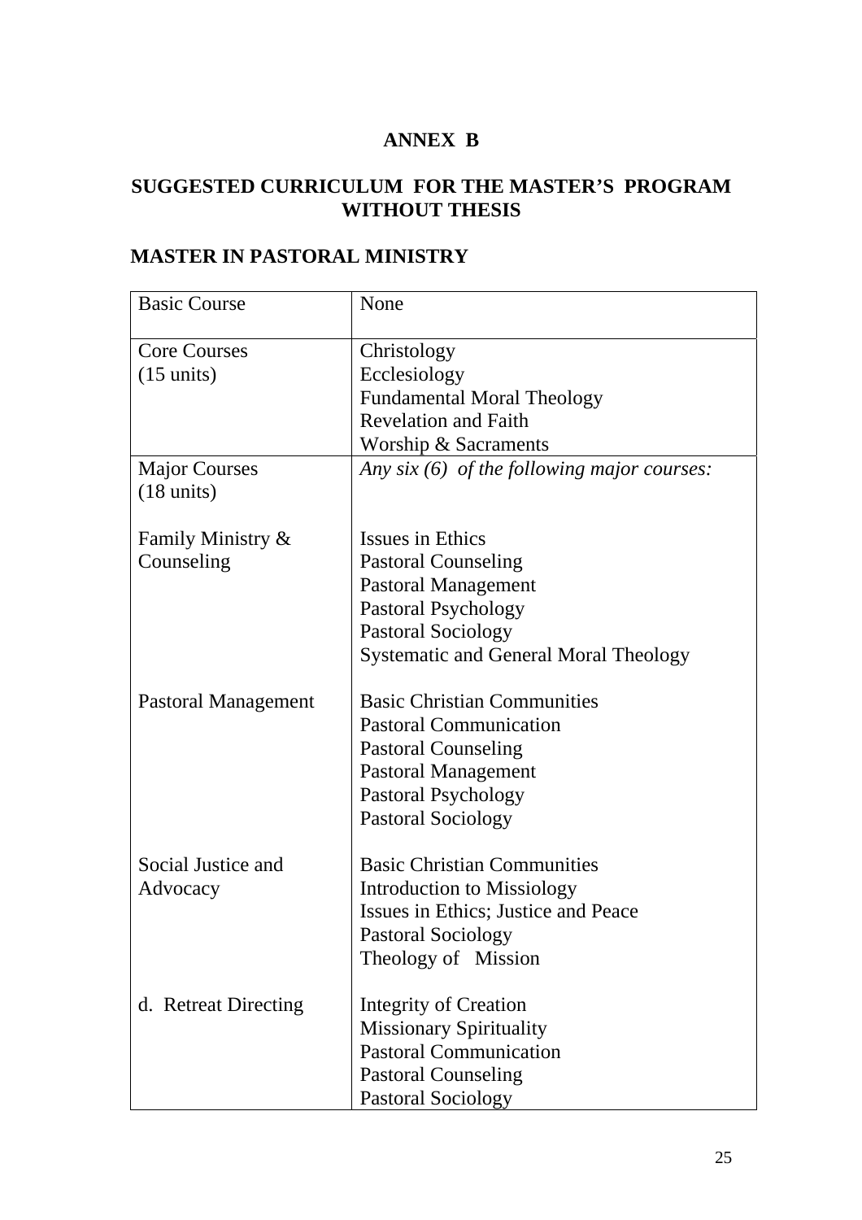**ANNEX B**

**SUGGESTED CURRICULUM FOR THE MASTER'S PROGRAM WITHOUT THESIS**

**MASTER IN PASTORAL MINISTRY**

| | |
|---|---|
| Basic Course | None |
| Core Courses<br>(15 units) | Christology<br>Ecclesiology<br>Fundamental Moral Theology<br>Revelation and Faith<br>Worship & Sacraments |
| Major Courses<br>(18 units) | *Any six (6) of the following major courses:* |
| Family Ministry & Counseling | Issues in Ethics<br>Pastoral Counseling<br>Pastoral Management<br>Pastoral Psychology<br>Pastoral Sociology<br>Systematic and General Moral Theology |
| Pastoral Management | Basic Christian Communities<br>Pastoral Communication<br>Pastoral Counseling<br>Pastoral Management<br>Pastoral Psychology<br>Pastoral Sociology |
| Social Justice and Advocacy | Basic Christian Communities<br>Introduction to Missiology<br>Issues in Ethics; Justice and Peace<br>Pastoral Sociology<br>Theology of Mission |
| d. Retreat Directing | Integrity of Creation<br>Missionary Spirituality<br>Pastoral Communication<br>Pastoral Counseling<br>Pastoral Sociology |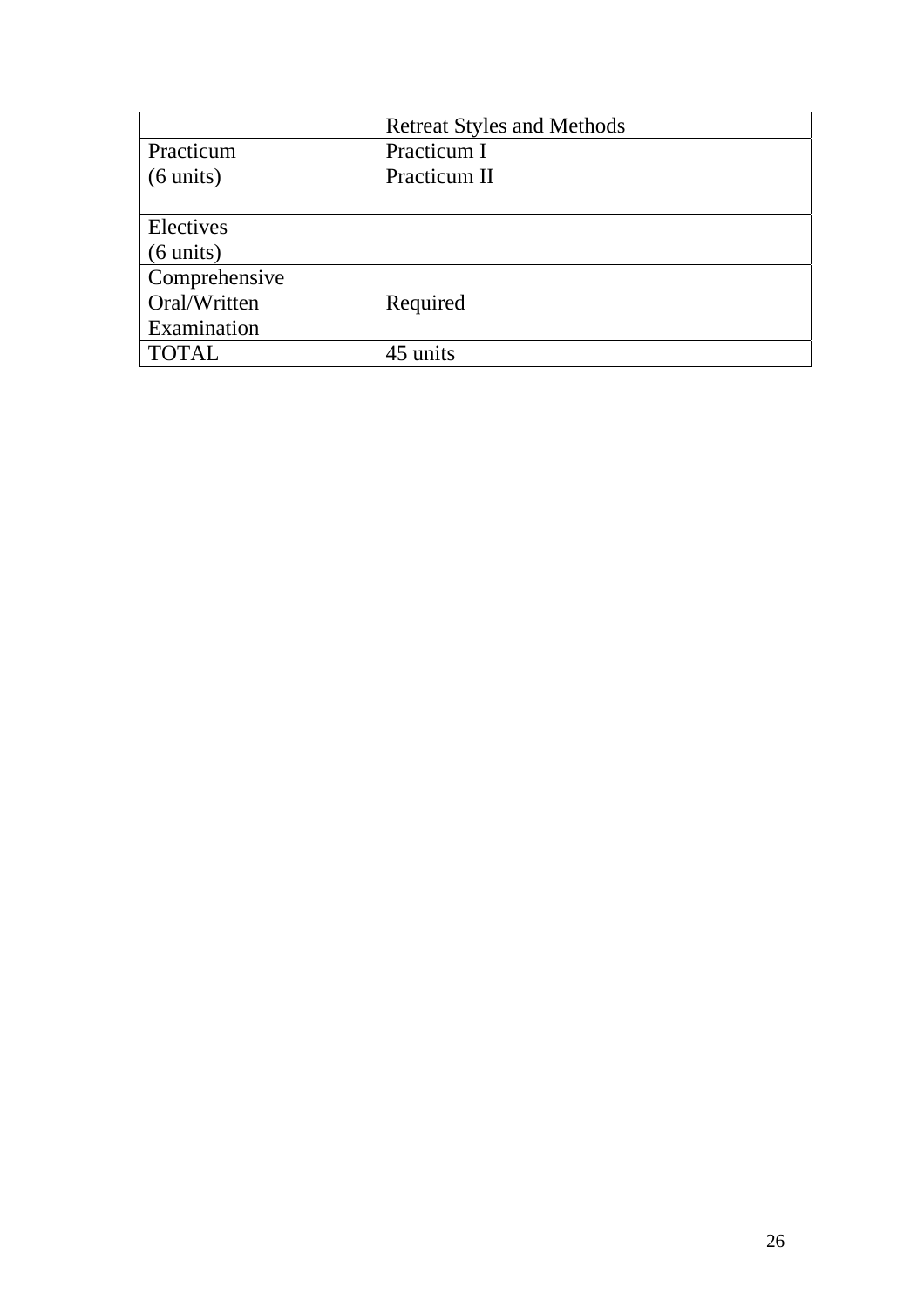| | Retreat Styles and Methods |
|---|---|
| Practicum (6 units) | Practicum I<br>Practicum II |
| Electives (6 units) | |
| Comprehensive Oral/Written Examination | Required |
| TOTAL | 45 units |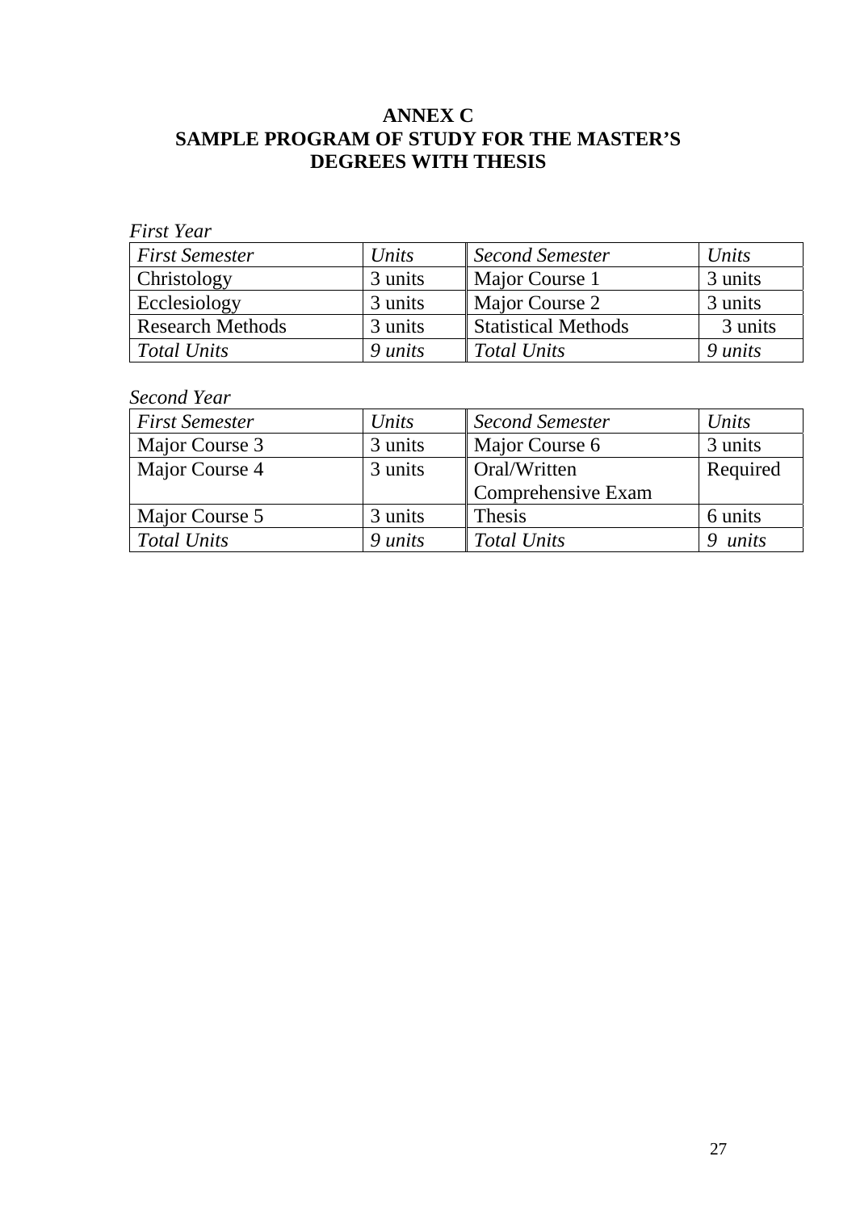# ANNEX C
# SAMPLE PROGRAM OF STUDY FOR THE MASTER'S DEGREES WITH THESIS

*First Year*

| *First Semester* | *Units* | *Second Semester* | *Units* |
|---|---|---|---|
| Christology | 3 units | Major Course 1 | 3 units |
| Ecclesiology | 3 units | Major Course 2 | 3 units |
| Research Methods | 3 units | Statistical Methods | 3 units |
| *Total Units* | *9 units* | *Total Units* | *9 units* |

*Second Year*

| *First Semester* | *Units* | *Second Semester* | *Units* |
|---|---|---|---|
| Major Course 3 | 3 units | Major Course 6 | 3 units |
| Major Course 4 | 3 units | Oral/Written Comprehensive Exam | Required |
| Major Course 5 | 3 units | Thesis | 6 units |
| *Total Units* | *9 units* | *Total Units* | *9 units* |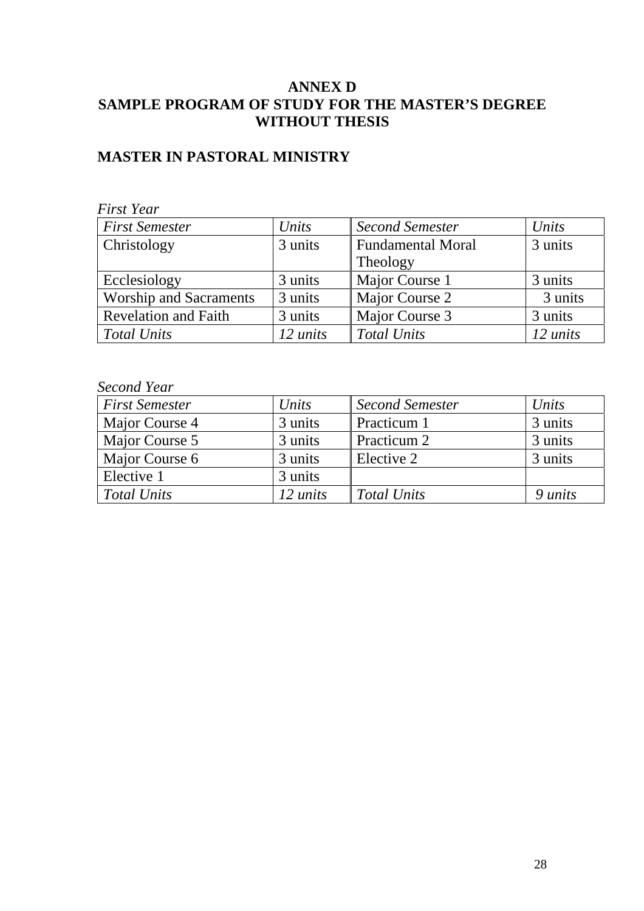# ANNEX D
# SAMPLE PROGRAM OF STUDY FOR THE MASTER'S DEGREE WITHOUT THESIS

## MASTER IN PASTORAL MINISTRY

*First Year*

| *First Semester* | *Units* | *Second Semester* | *Units* |
|---|---|---|---|
| Christology | 3 units | Fundamental Moral Theology | 3 units |
| Ecclesiology | 3 units | Major Course 1 | 3 units |
| Worship and Sacraments | 3 units | Major Course 2 | 3 units |
| Revelation and Faith | 3 units | Major Course 3 | 3 units |
| *Total Units* | *12 units* | *Total Units* | *12 units* |

*Second Year*

| *First Semester* | *Units* | *Second Semester* | *Units* |
|---|---|---|---|
| Major Course 4 | 3 units | Practicum 1 | 3 units |
| Major Course 5 | 3 units | Practicum 2 | 3 units |
| Major Course 6 | 3 units | Elective 2 | 3 units |
| Elective 1 | 3 units | | |
| *Total Units* | *12 units* | *Total Units* | *9 units* |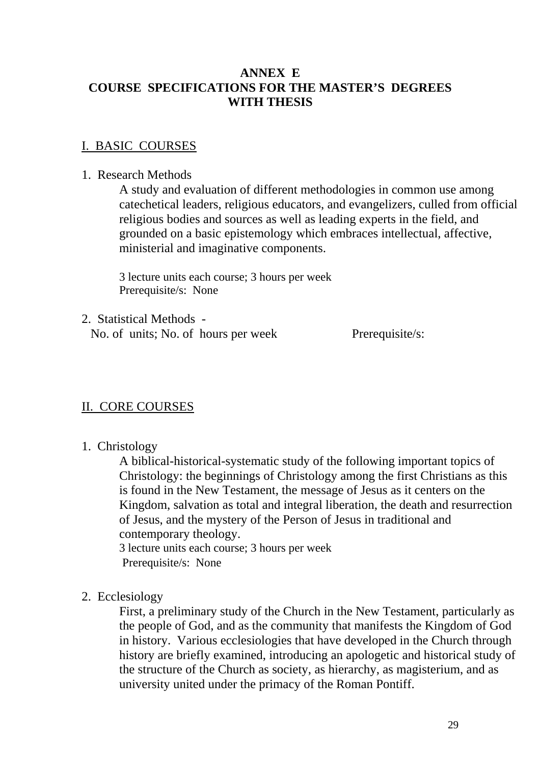# ANNEX E
# COURSE SPECIFICATIONS FOR THE MASTER'S DEGREES WITH THESIS

## I. BASIC COURSES

1. Research Methods

   A study and evaluation of different methodologies in common use among catechetical leaders, religious educators, and evangelizers, culled from official religious bodies and sources as well as leading experts in the field, and grounded on a basic epistemology which embraces intellectual, affective, ministerial and imaginative components.

   3 lecture units each course; 3 hours per week
   Prerequisite/s: None

2. Statistical Methods -

   No. of units; No. of hours per week Prerequisite/s:

## II. CORE COURSES

1. Christology

   A biblical-historical-systematic study of the following important topics of Christology: the beginnings of Christology among the first Christians as this is found in the New Testament, the message of Jesus as it centers on the Kingdom, salvation as total and integral liberation, the death and resurrection of Jesus, and the mystery of the Person of Jesus in traditional and contemporary theology.
   3 lecture units each course; 3 hours per week
   Prerequisite/s: None

2. Ecclesiology

   First, a preliminary study of the Church in the New Testament, particularly as the people of God, and as the community that manifests the Kingdom of God in history. Various ecclesiologies that have developed in the Church through history are briefly examined, introducing an apologetic and historical study of the structure of the Church as society, as hierarchy, as magisterium, and as university united under the primacy of the Roman Pontiff.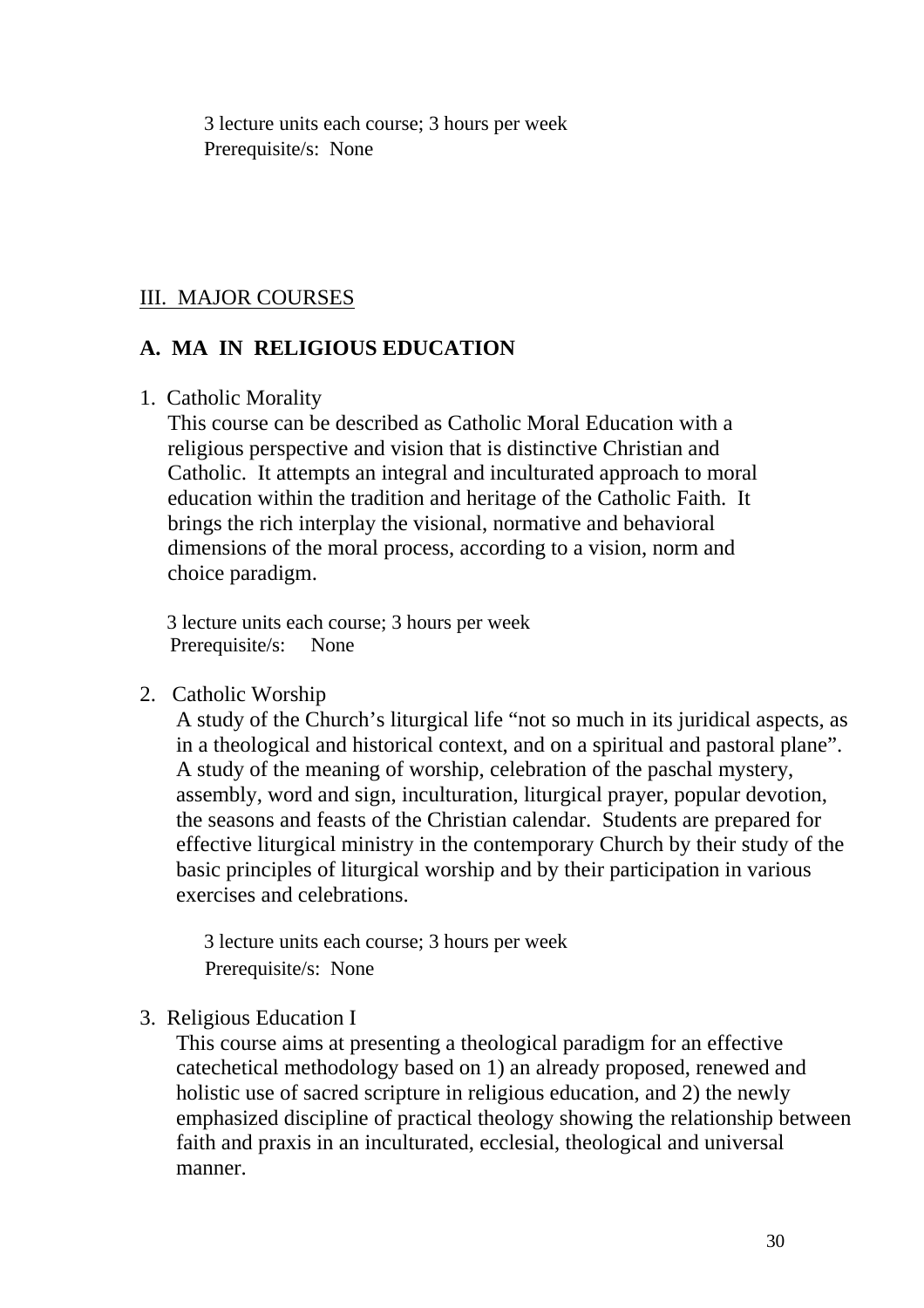3 lecture units each course; 3 hours per week
Prerequisite/s: None

III. MAJOR COURSES

## A. MA IN RELIGIOUS EDUCATION

1. Catholic Morality

   This course can be described as Catholic Moral Education with a religious perspective and vision that is distinctive Christian and Catholic. It attempts an integral and inculturated approach to moral education within the tradition and heritage of the Catholic Faith. It brings the rich interplay the visional, normative and behavioral dimensions of the moral process, according to a vision, norm and choice paradigm.

   3 lecture units each course; 3 hours per week
   Prerequisite/s: None

2. Catholic Worship

   A study of the Church's liturgical life "not so much in its juridical aspects, as in a theological and historical context, and on a spiritual and pastoral plane". A study of the meaning of worship, celebration of the paschal mystery, assembly, word and sign, inculturation, liturgical prayer, popular devotion, the seasons and feasts of the Christian calendar. Students are prepared for effective liturgical ministry in the contemporary Church by their study of the basic principles of liturgical worship and by their participation in various exercises and celebrations.

   3 lecture units each course; 3 hours per week
   Prerequisite/s: None

3. Religious Education I

   This course aims at presenting a theological paradigm for an effective catechetical methodology based on 1) an already proposed, renewed and holistic use of sacred scripture in religious education, and 2) the newly emphasized discipline of practical theology showing the relationship between faith and praxis in an inculturated, ecclesial, theological and universal manner.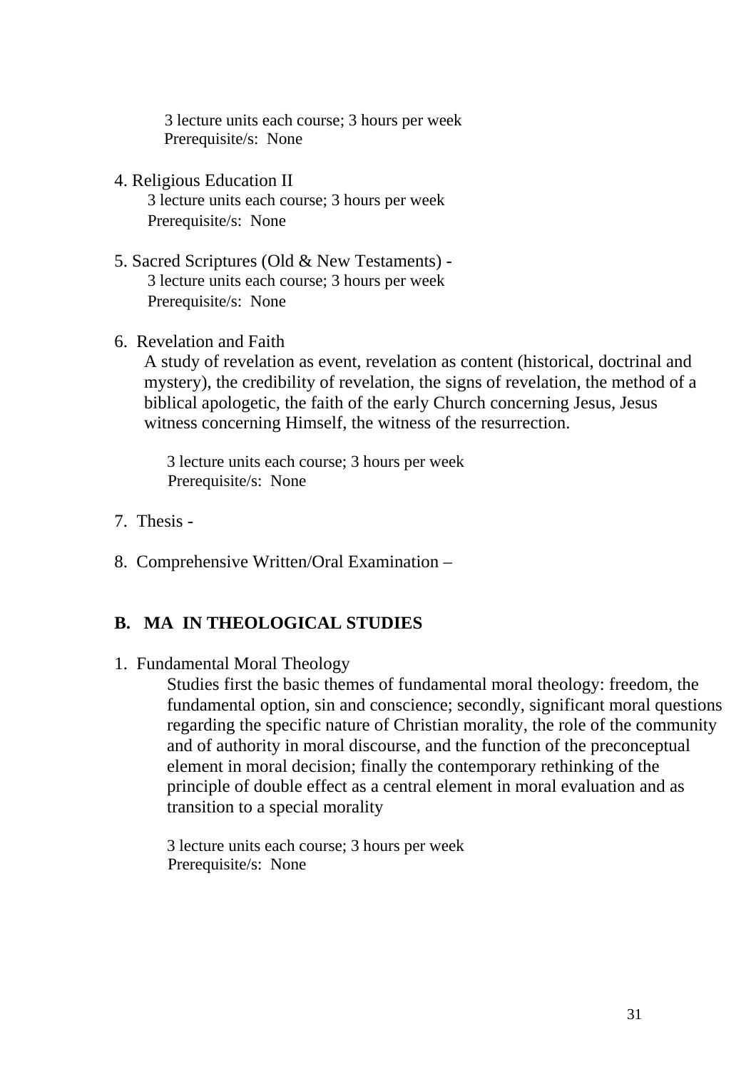3 lecture units each course; 3 hours per week
Prerequisite/s: None

4. Religious Education II
   3 lecture units each course; 3 hours per week
   Prerequisite/s: None

5. Sacred Scriptures (Old & New Testaments) -
   3 lecture units each course; 3 hours per week
   Prerequisite/s: None

6. Revelation and Faith
   A study of revelation as event, revelation as content (historical, doctrinal and mystery), the credibility of revelation, the signs of revelation, the method of a biblical apologetic, the faith of the early Church concerning Jesus, Jesus witness concerning Himself, the witness of the resurrection.

   3 lecture units each course; 3 hours per week
   Prerequisite/s: None

7. Thesis -

8. Comprehensive Written/Oral Examination –

## B. MA IN THEOLOGICAL STUDIES

1. Fundamental Moral Theology
   Studies first the basic themes of fundamental moral theology: freedom, the fundamental option, sin and conscience; secondly, significant moral questions regarding the specific nature of Christian morality, the role of the community and of authority in moral discourse, and the function of the preconceptual element in moral decision; finally the contemporary rethinking of the principle of double effect as a central element in moral evaluation and as transition to a special morality

   3 lecture units each course; 3 hours per week
   Prerequisite/s: None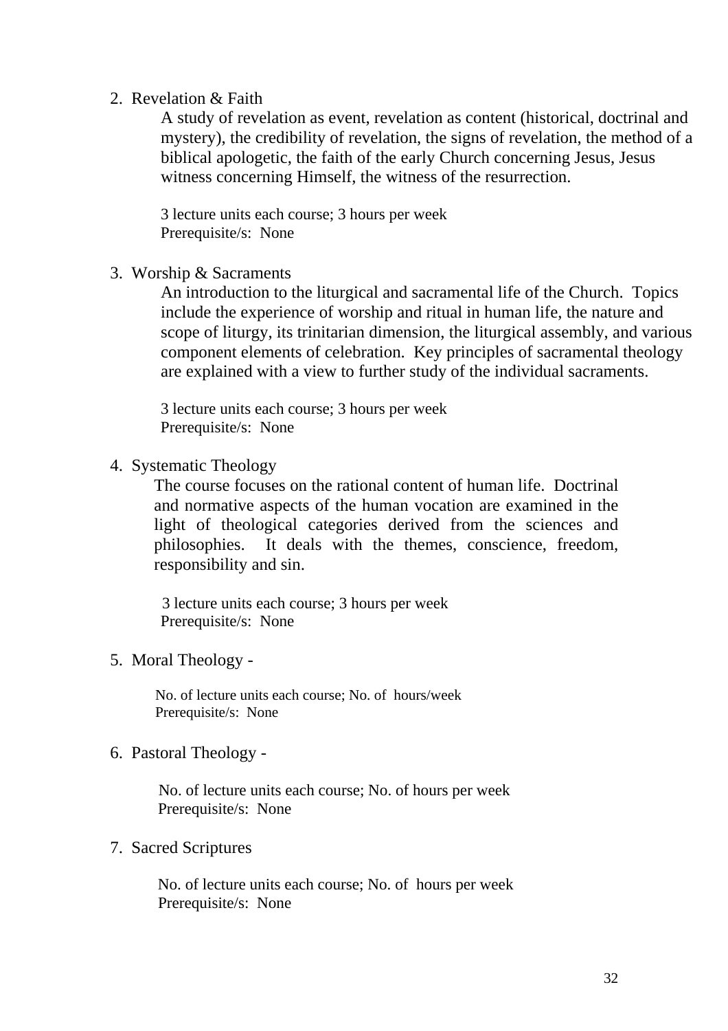2. Revelation & Faith

   A study of revelation as event, revelation as content (historical, doctrinal and mystery), the credibility of revelation, the signs of revelation, the method of a biblical apologetic, the faith of the early Church concerning Jesus, Jesus witness concerning Himself, the witness of the resurrection.

   3 lecture units each course; 3 hours per week
   Prerequisite/s: None

3. Worship & Sacraments

   An introduction to the liturgical and sacramental life of the Church. Topics include the experience of worship and ritual in human life, the nature and scope of liturgy, its trinitarian dimension, the liturgical assembly, and various component elements of celebration. Key principles of sacramental theology are explained with a view to further study of the individual sacraments.

   3 lecture units each course; 3 hours per week
   Prerequisite/s: None

4. Systematic Theology

   The course focuses on the rational content of human life. Doctrinal and normative aspects of the human vocation are examined in the light of theological categories derived from the sciences and philosophies. It deals with the themes, conscience, freedom, responsibility and sin.

   3 lecture units each course; 3 hours per week
   Prerequisite/s: None

5. Moral Theology -

   No. of lecture units each course; No. of hours/week
   Prerequisite/s: None

6. Pastoral Theology -

   No. of lecture units each course; No. of hours per week
   Prerequisite/s: None

7. Sacred Scriptures

   No. of lecture units each course; No. of hours per week
   Prerequisite/s: None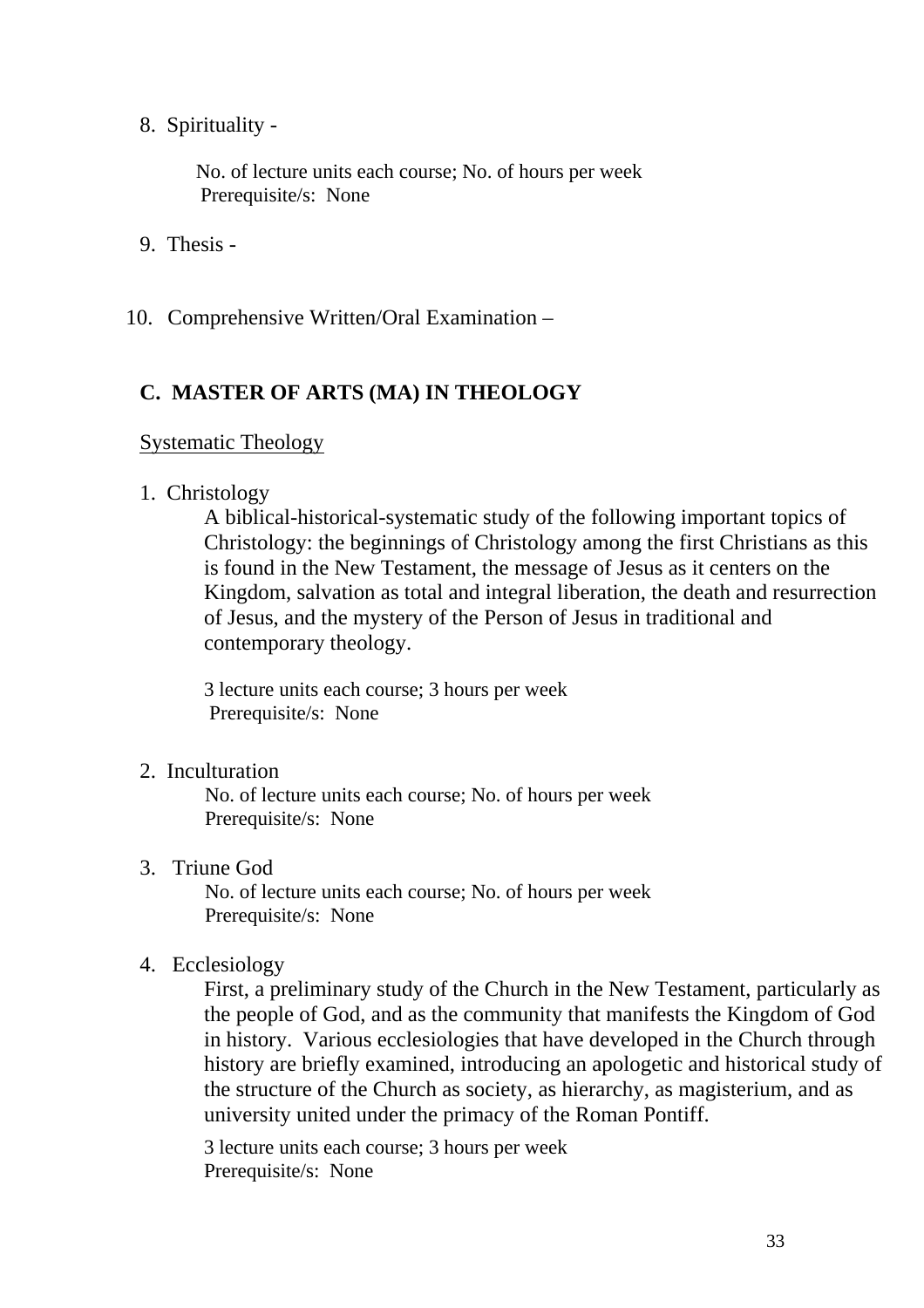8. Spirituality -

   No. of lecture units each course; No. of hours per week
   Prerequisite/s: None

9. Thesis -

10. Comprehensive Written/Oral Examination –

### C. MASTER OF ARTS (MA) IN THEOLOGY

<u>Systematic Theology</u>

1. Christology

   A biblical-historical-systematic study of the following important topics of Christology: the beginnings of Christology among the first Christians as this is found in the New Testament, the message of Jesus as it centers on the Kingdom, salvation as total and integral liberation, the death and resurrection of Jesus, and the mystery of the Person of Jesus in traditional and contemporary theology.

   3 lecture units each course; 3 hours per week
   Prerequisite/s: None

2. Inculturation

   No. of lecture units each course; No. of hours per week
   Prerequisite/s: None

3. Triune God

   No. of lecture units each course; No. of hours per week
   Prerequisite/s: None

4. Ecclesiology

   First, a preliminary study of the Church in the New Testament, particularly as the people of God, and as the community that manifests the Kingdom of God in history. Various ecclesiologies that have developed in the Church through history are briefly examined, introducing an apologetic and historical study of the structure of the Church as society, as hierarchy, as magisterium, and as university united under the primacy of the Roman Pontiff.

   3 lecture units each course; 3 hours per week
   Prerequisite/s: None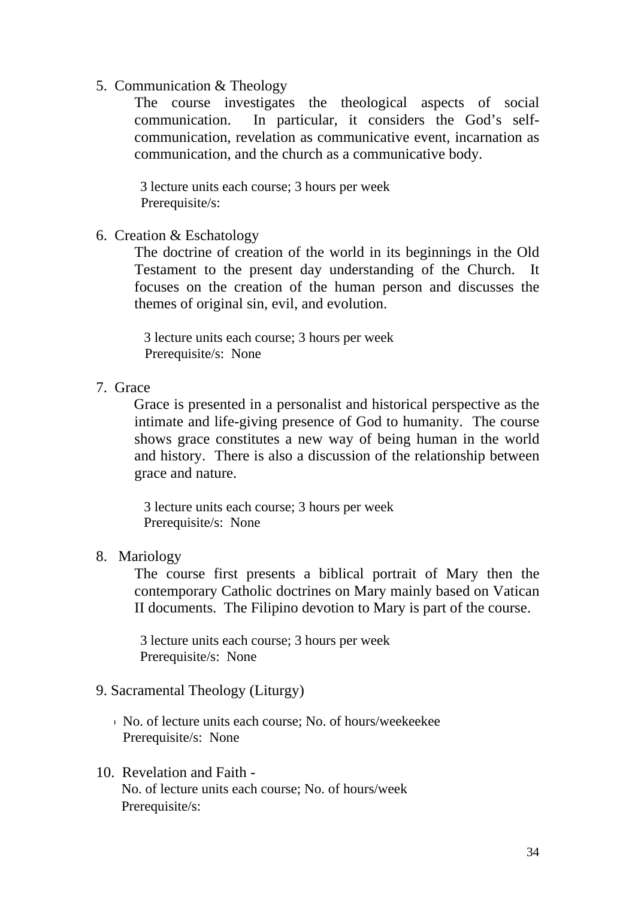5. Communication & Theology

   The course investigates the theological aspects of social communication. In particular, it considers the God's self-communication, revelation as communicative event, incarnation as communication, and the church as a communicative body.

   3 lecture units each course; 3 hours per week
   Prerequisite/s:

6. Creation & Eschatology

   The doctrine of creation of the world in its beginnings in the Old Testament to the present day understanding of the Church. It focuses on the creation of the human person and discusses the themes of original sin, evil, and evolution.

   3 lecture units each course; 3 hours per week
   Prerequisite/s: None

7. Grace

   Grace is presented in a personalist and historical perspective as the intimate and life-giving presence of God to humanity. The course shows grace constitutes a new way of being human in the world and history. There is also a discussion of the relationship between grace and nature.

   3 lecture units each course; 3 hours per week
   Prerequisite/s: None

8. Mariology

   The course first presents a biblical portrait of Mary then the contemporary Catholic doctrines on Mary mainly based on Vatican II documents. The Filipino devotion to Mary is part of the course.

   3 lecture units each course; 3 hours per week
   Prerequisite/s: None

9. Sacramental Theology (Liturgy)

   No. of lecture units each course; No. of hours/weekeekee
   Prerequisite/s: None

10. Revelation and Faith -

    No. of lecture units each course; No. of hours/week
    Prerequisite/s: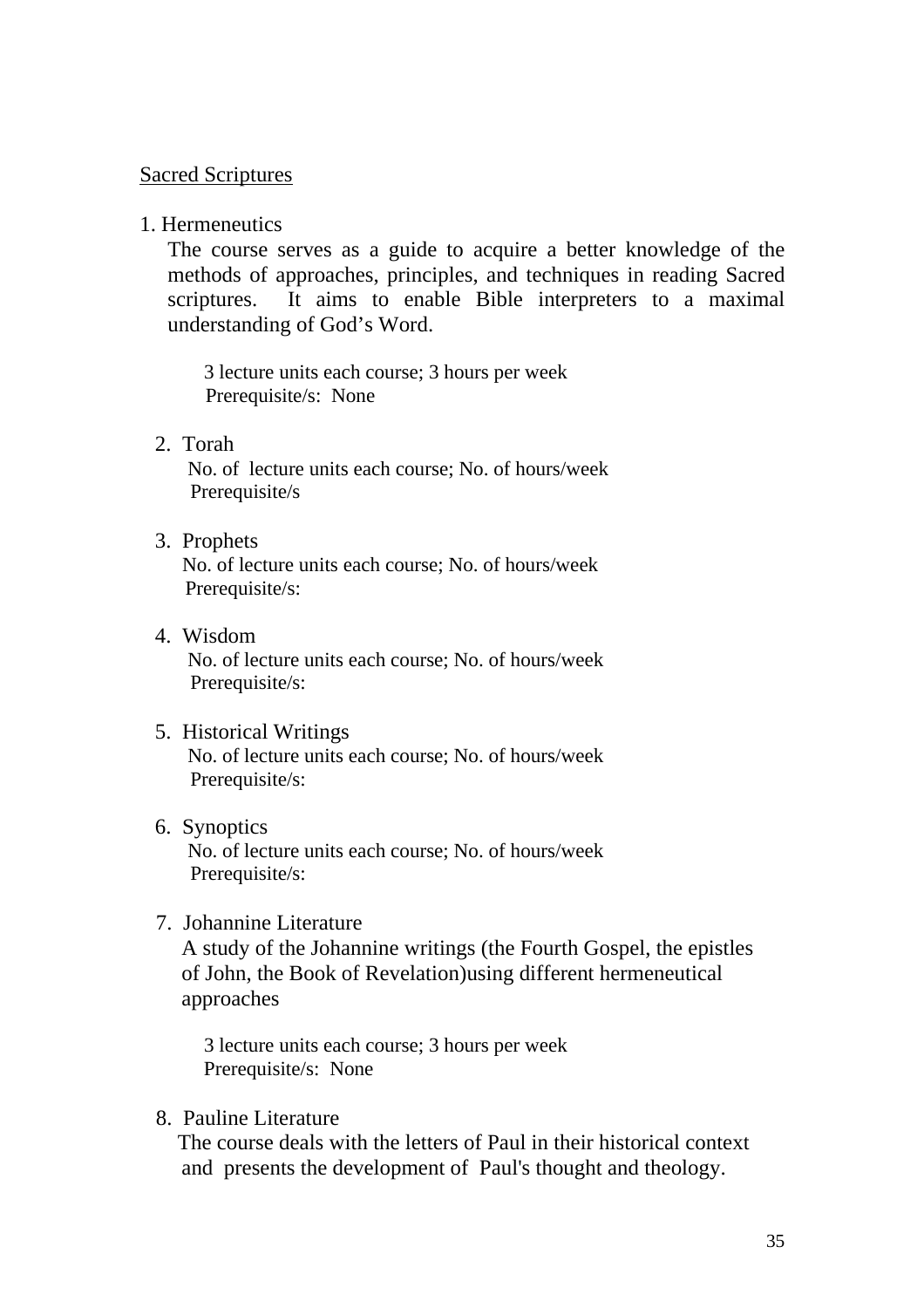<u>Sacred Scriptures</u>

1. Hermeneutics

   The course serves as a guide to acquire a better knowledge of the methods of approaches, principles, and techniques in reading Sacred scriptures. It aims to enable Bible interpreters to a maximal understanding of God's Word.

   3 lecture units each course; 3 hours per week
   Prerequisite/s: None

2. Torah

   No. of lecture units each course; No. of hours/week
   Prerequisite/s

3. Prophets

   No. of lecture units each course; No. of hours/week
   Prerequisite/s:

4. Wisdom

   No. of lecture units each course; No. of hours/week
   Prerequisite/s:

5. Historical Writings

   No. of lecture units each course; No. of hours/week
   Prerequisite/s:

6. Synoptics

   No. of lecture units each course; No. of hours/week
   Prerequisite/s:

7. Johannine Literature

   A study of the Johannine writings (the Fourth Gospel, the epistles of John, the Book of Revelation)using different hermeneutical approaches

   3 lecture units each course; 3 hours per week
   Prerequisite/s: None

8. Pauline Literature

   The course deals with the letters of Paul in their historical context and presents the development of Paul's thought and theology.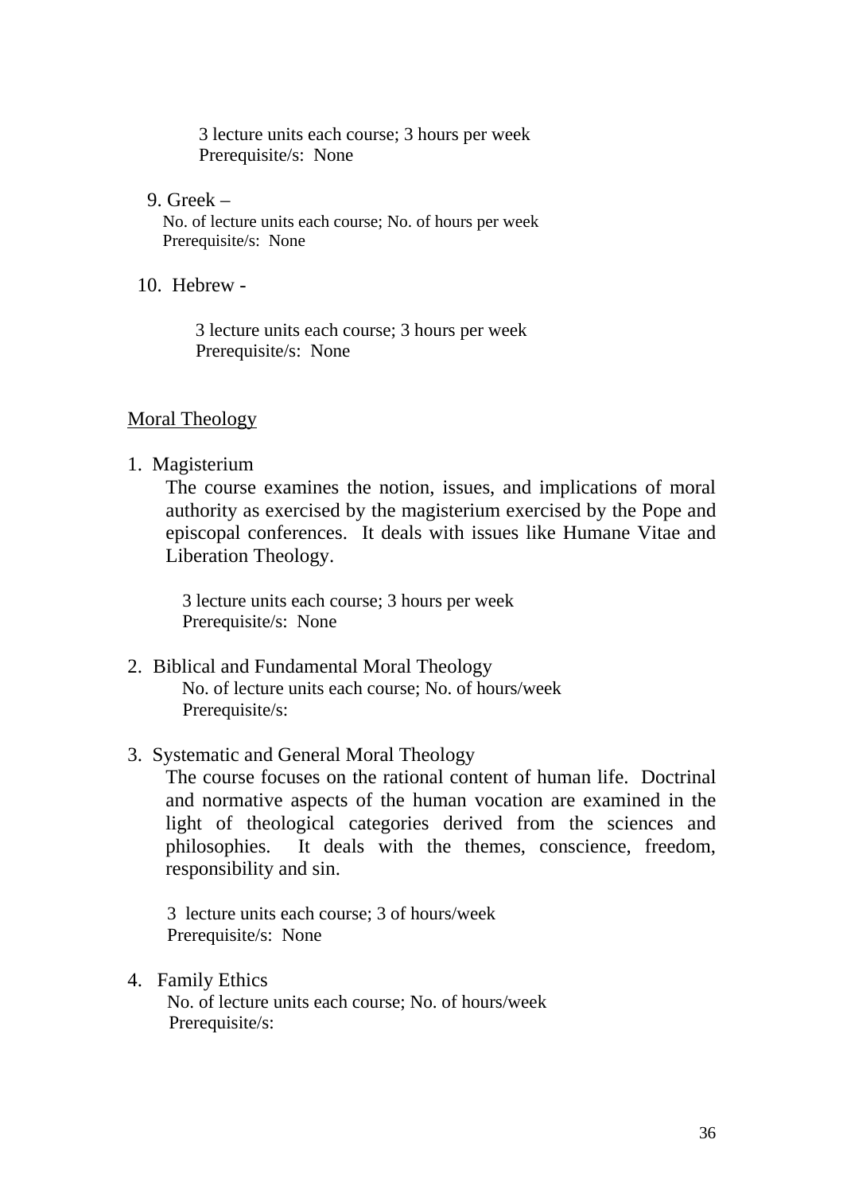3 lecture units each course; 3 hours per week
Prerequisite/s: None

9. Greek –
   No. of lecture units each course; No. of hours per week
   Prerequisite/s: None

10. Hebrew -

    3 lecture units each course; 3 hours per week
    Prerequisite/s: None

Moral Theology

1. Magisterium
   The course examines the notion, issues, and implications of moral authority as exercised by the magisterium exercised by the Pope and episcopal conferences. It deals with issues like Humane Vitae and Liberation Theology.

   3 lecture units each course; 3 hours per week
   Prerequisite/s: None

2. Biblical and Fundamental Moral Theology
   No. of lecture units each course; No. of hours/week
   Prerequisite/s:

3. Systematic and General Moral Theology
   The course focuses on the rational content of human life. Doctrinal and normative aspects of the human vocation are examined in the light of theological categories derived from the sciences and philosophies. It deals with the themes, conscience, freedom, responsibility and sin.

   3 lecture units each course; 3 of hours/week
   Prerequisite/s: None

4. Family Ethics
   No. of lecture units each course; No. of hours/week
   Prerequisite/s: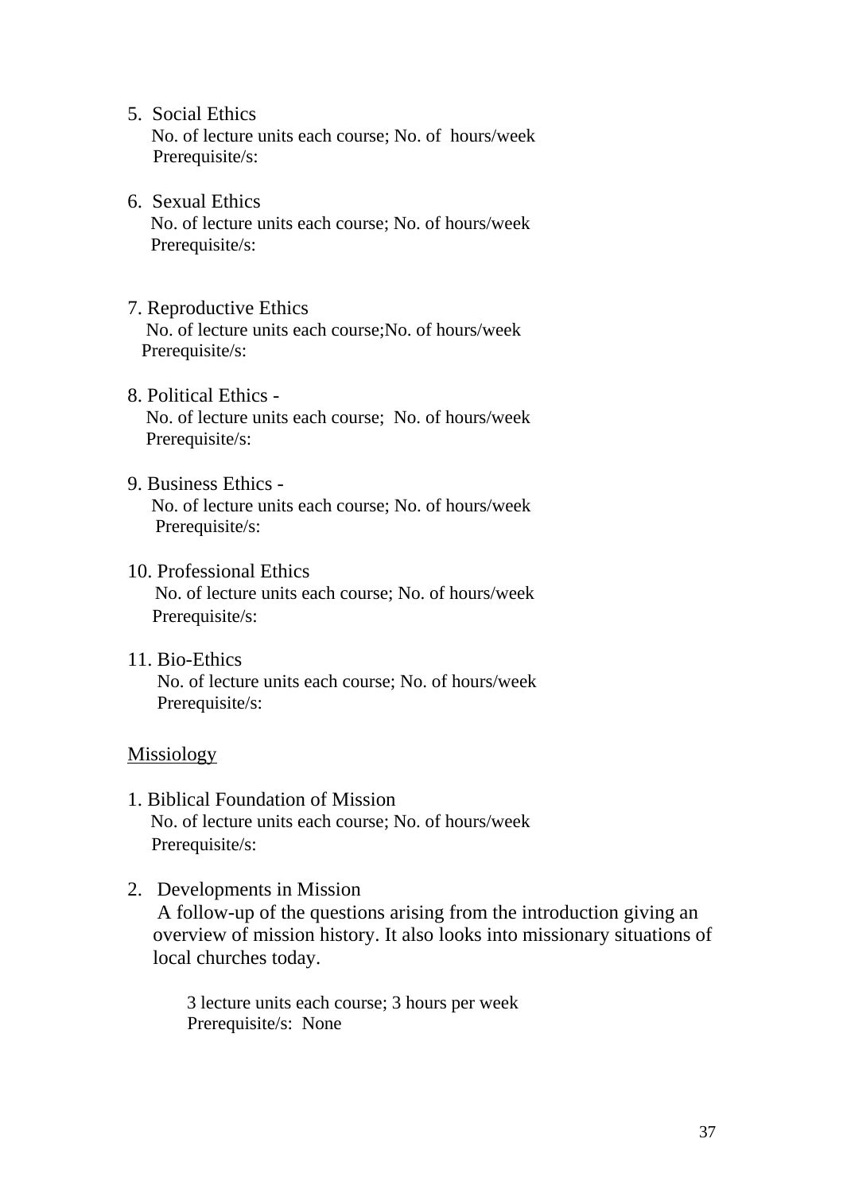5. Social Ethics
   No. of lecture units each course; No. of hours/week
   Prerequisite/s:

6. Sexual Ethics
   No. of lecture units each course; No. of hours/week
   Prerequisite/s:

7. Reproductive Ethics
   No. of lecture units each course;No. of hours/week
   Prerequisite/s:

8. Political Ethics -
   No. of lecture units each course; No. of hours/week
   Prerequisite/s:

9. Business Ethics -
   No. of lecture units each course; No. of hours/week
   Prerequisite/s:

10. Professional Ethics
    No. of lecture units each course; No. of hours/week
    Prerequisite/s:

11. Bio-Ethics
    No. of lecture units each course; No. of hours/week
    Prerequisite/s:

<u>Missiology</u>

1. Biblical Foundation of Mission
   No. of lecture units each course; No. of hours/week
   Prerequisite/s:

2. Developments in Mission
   A follow-up of the questions arising from the introduction giving an overview of mission history. It also looks into missionary situations of local churches today.

   3 lecture units each course; 3 hours per week
   Prerequisite/s: None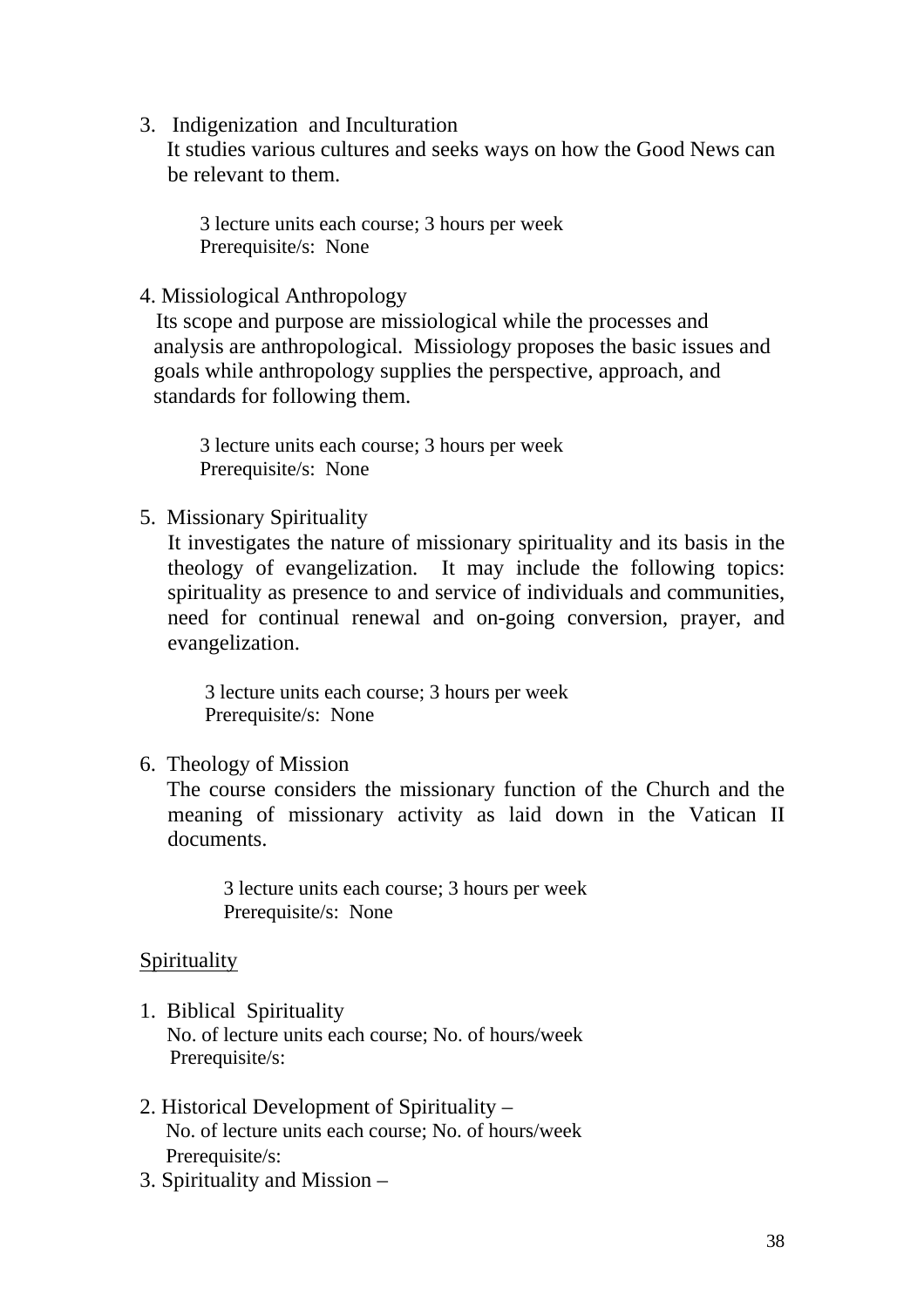3. Indigenization and Inculturation

   It studies various cultures and seeks ways on how the Good News can be relevant to them.

   3 lecture units each course; 3 hours per week
   Prerequisite/s: None

4. Missiological Anthropology

   Its scope and purpose are missiological while the processes and analysis are anthropological. Missiology proposes the basic issues and goals while anthropology supplies the perspective, approach, and standards for following them.

   3 lecture units each course; 3 hours per week
   Prerequisite/s: None

5. Missionary Spirituality

   It investigates the nature of missionary spirituality and its basis in the theology of evangelization. It may include the following topics: spirituality as presence to and service of individuals and communities, need for continual renewal and on-going conversion, prayer, and evangelization.

   3 lecture units each course; 3 hours per week
   Prerequisite/s: None

6. Theology of Mission

   The course considers the missionary function of the Church and the meaning of missionary activity as laid down in the Vatican II documents.

   3 lecture units each course; 3 hours per week
   Prerequisite/s: None

<u>Spirituality</u>

1. Biblical Spirituality

   No. of lecture units each course; No. of hours/week
   Prerequisite/s:

2. Historical Development of Spirituality –

   No. of lecture units each course; No. of hours/week
   Prerequisite/s:

3. Spirituality and Mission –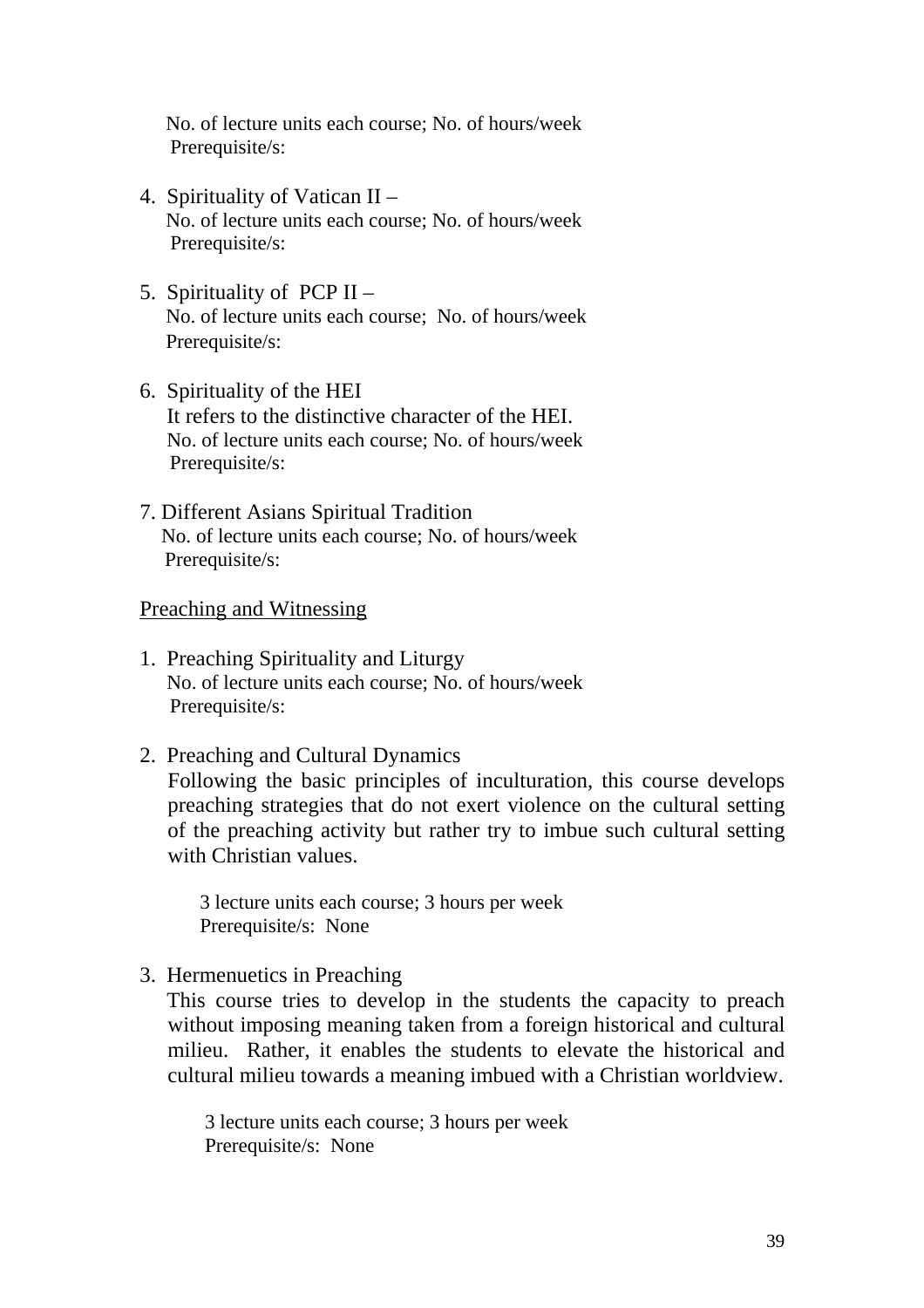No. of lecture units each course; No. of hours/week
Prerequisite/s:

4. Spirituality of Vatican II –
   No. of lecture units each course; No. of hours/week
   Prerequisite/s:

5. Spirituality of PCP II –
   No. of lecture units each course; No. of hours/week
   Prerequisite/s:

6. Spirituality of the HEI
   It refers to the distinctive character of the HEI.
   No. of lecture units each course; No. of hours/week
   Prerequisite/s:

7. Different Asians Spiritual Tradition
   No. of lecture units each course; No. of hours/week
   Prerequisite/s:

<u>Preaching and Witnessing</u>

1. Preaching Spirituality and Liturgy
   No. of lecture units each course; No. of hours/week
   Prerequisite/s:

2. Preaching and Cultural Dynamics
   Following the basic principles of inculturation, this course develops preaching strategies that do not exert violence on the cultural setting of the preaching activity but rather try to imbue such cultural setting with Christian values.

   3 lecture units each course; 3 hours per week
   Prerequisite/s: None

3. Hermenuetics in Preaching
   This course tries to develop in the students the capacity to preach without imposing meaning taken from a foreign historical and cultural milieu. Rather, it enables the students to elevate the historical and cultural milieu towards a meaning imbued with a Christian worldview.

   3 lecture units each course; 3 hours per week
   Prerequisite/s: None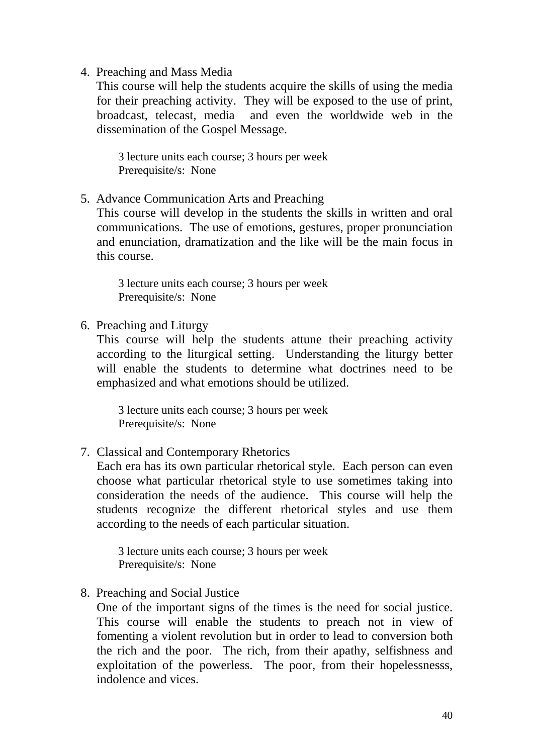4. Preaching and Mass Media

   This course will help the students acquire the skills of using the media for their preaching activity. They will be exposed to the use of print, broadcast, telecast, media and even the worldwide web in the dissemination of the Gospel Message.

   3 lecture units each course; 3 hours per week
   Prerequisite/s: None

5. Advance Communication Arts and Preaching

   This course will develop in the students the skills in written and oral communications. The use of emotions, gestures, proper pronunciation and enunciation, dramatization and the like will be the main focus in this course.

   3 lecture units each course; 3 hours per week
   Prerequisite/s: None

6. Preaching and Liturgy

   This course will help the students attune their preaching activity according to the liturgical setting. Understanding the liturgy better will enable the students to determine what doctrines need to be emphasized and what emotions should be utilized.

   3 lecture units each course; 3 hours per week
   Prerequisite/s: None

7. Classical and Contemporary Rhetorics

   Each era has its own particular rhetorical style. Each person can even choose what particular rhetorical style to use sometimes taking into consideration the needs of the audience. This course will help the students recognize the different rhetorical styles and use them according to the needs of each particular situation.

   3 lecture units each course; 3 hours per week
   Prerequisite/s: None

8. Preaching and Social Justice

   One of the important signs of the times is the need for social justice. This course will enable the students to preach not in view of fomenting a violent revolution but in order to lead to conversion both the rich and the poor. The rich, from their apathy, selfishness and exploitation of the powerless. The poor, from their hopelessnesss, indolence and vices.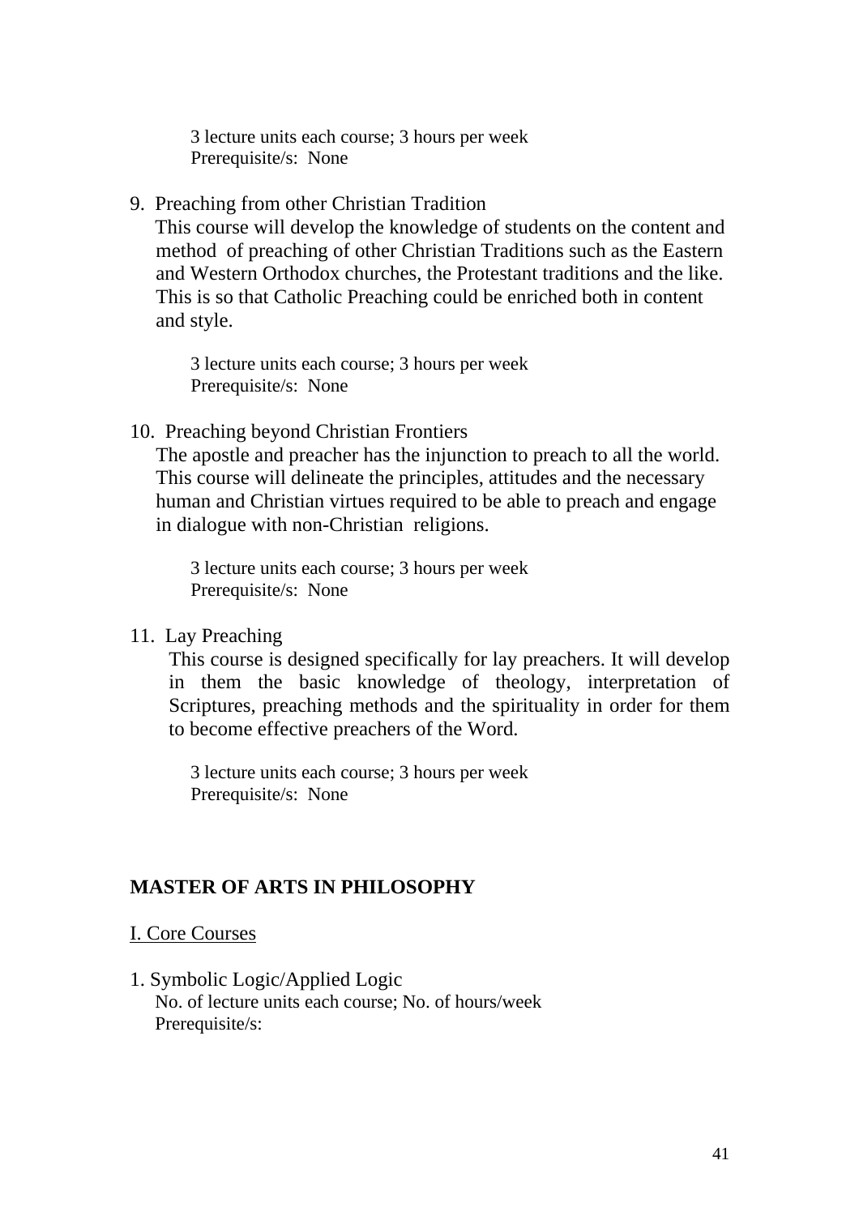3 lecture units each course; 3 hours per week
Prerequisite/s: None

9. Preaching from other Christian Tradition

   This course will develop the knowledge of students on the content and method of preaching of other Christian Traditions such as the Eastern and Western Orthodox churches, the Protestant traditions and the like. This is so that Catholic Preaching could be enriched both in content and style.

   3 lecture units each course; 3 hours per week
   Prerequisite/s: None

10. Preaching beyond Christian Frontiers

    The apostle and preacher has the injunction to preach to all the world. This course will delineate the principles, attitudes and the necessary human and Christian virtues required to be able to preach and engage in dialogue with non-Christian religions.

    3 lecture units each course; 3 hours per week
    Prerequisite/s: None

11. Lay Preaching

    This course is designed specifically for lay preachers. It will develop in them the basic knowledge of theology, interpretation of Scriptures, preaching methods and the spirituality in order for them to become effective preachers of the Word.

    3 lecture units each course; 3 hours per week
    Prerequisite/s: None

## MASTER OF ARTS IN PHILOSOPHY

### I. Core Courses

1. Symbolic Logic/Applied Logic

   No. of lecture units each course; No. of hours/week
   Prerequisite/s: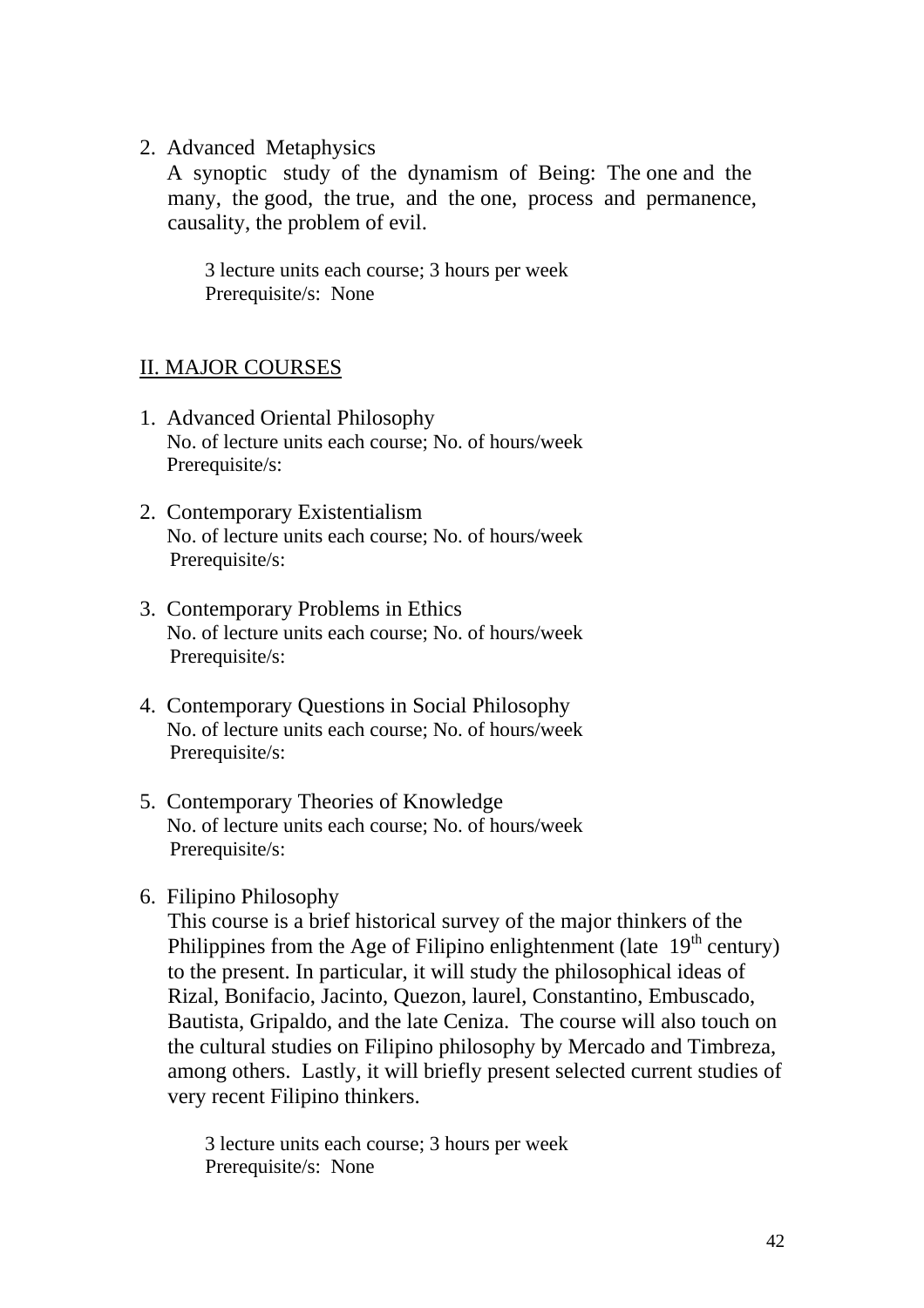2. Advanced Metaphysics
   A synoptic study of the dynamism of Being: The one and the many, the good, the true, and the one, process and permanence, causality, the problem of evil.

   3 lecture units each course; 3 hours per week
   Prerequisite/s: None

## II. MAJOR COURSES

1. Advanced Oriental Philosophy
   No. of lecture units each course; No. of hours/week
   Prerequisite/s:

2. Contemporary Existentialism
   No. of lecture units each course; No. of hours/week
   Prerequisite/s:

3. Contemporary Problems in Ethics
   No. of lecture units each course; No. of hours/week
   Prerequisite/s:

4. Contemporary Questions in Social Philosophy
   No. of lecture units each course; No. of hours/week
   Prerequisite/s:

5. Contemporary Theories of Knowledge
   No. of lecture units each course; No. of hours/week
   Prerequisite/s:

6. Filipino Philosophy
   This course is a brief historical survey of the major thinkers of the Philippines from the Age of Filipino enlightenment (late 19th century) to the present. In particular, it will study the philosophical ideas of Rizal, Bonifacio, Jacinto, Quezon, laurel, Constantino, Embuscado, Bautista, Gripaldo, and the late Ceniza. The course will also touch on the cultural studies on Filipino philosophy by Mercado and Timbreza, among others. Lastly, it will briefly present selected current studies of very recent Filipino thinkers.

   3 lecture units each course; 3 hours per week
   Prerequisite/s: None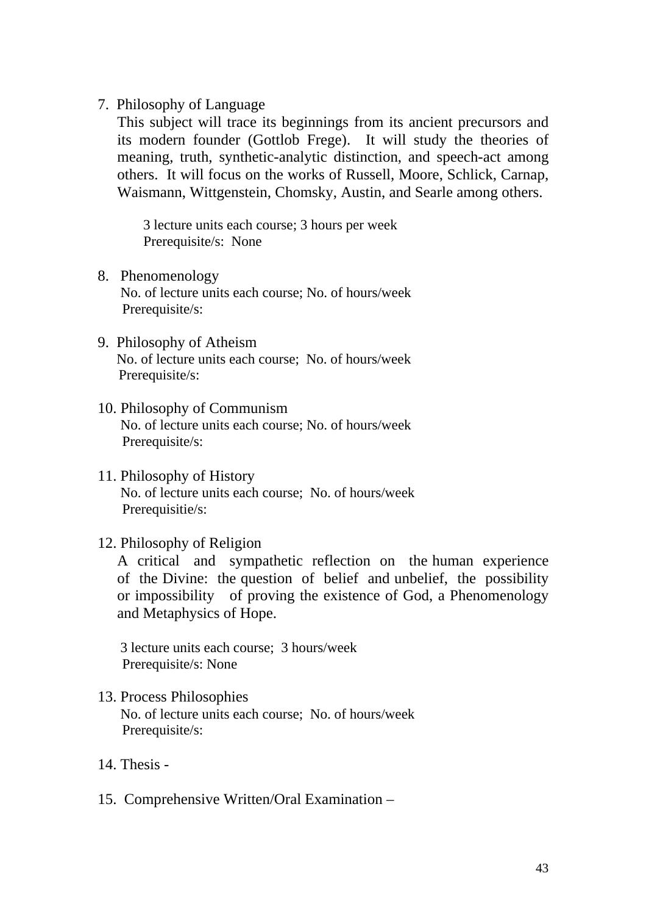7. Philosophy of Language

   This subject will trace its beginnings from its ancient precursors and its modern founder (Gottlob Frege). It will study the theories of meaning, truth, synthetic-analytic distinction, and speech-act among others. It will focus on the works of Russell, Moore, Schlick, Carnap, Waismann, Wittgenstein, Chomsky, Austin, and Searle among others.

   3 lecture units each course; 3 hours per week
   Prerequisite/s: None

8. Phenomenology

   No. of lecture units each course; No. of hours/week
   Prerequisite/s:

9. Philosophy of Atheism

   No. of lecture units each course; No. of hours/week
   Prerequisite/s:

10. Philosophy of Communism

    No. of lecture units each course; No. of hours/week
    Prerequisite/s:

11. Philosophy of History

    No. of lecture units each course; No. of hours/week
    Prerequisitie/s:

12. Philosophy of Religion

    A critical and sympathetic reflection on the human experience of the Divine: the question of belief and unbelief, the possibility or impossibility of proving the existence of God, a Phenomenology and Metaphysics of Hope.

    3 lecture units each course; 3 hours/week
    Prerequisite/s: None

13. Process Philosophies

    No. of lecture units each course; No. of hours/week
    Prerequisite/s:

14. Thesis -

15. Comprehensive Written/Oral Examination –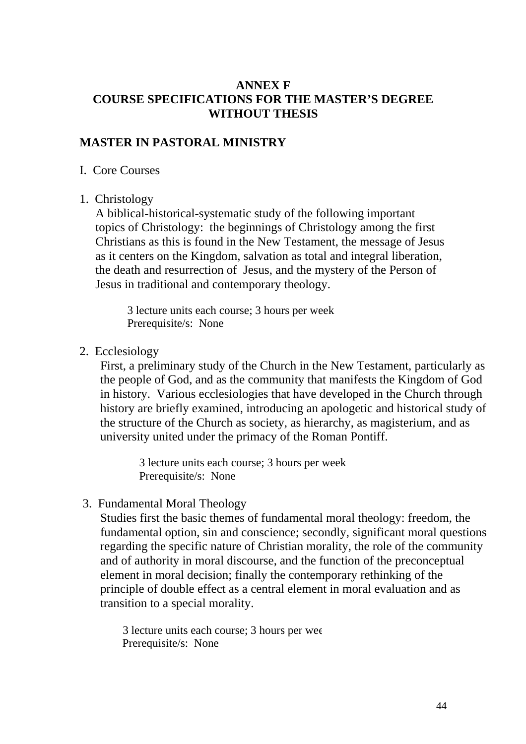# ANNEX F
# COURSE SPECIFICATIONS FOR THE MASTER'S DEGREE WITHOUT THESIS

## MASTER IN PASTORAL MINISTRY

I. Core Courses

1. Christology

   A biblical-historical-systematic study of the following important topics of Christology: the beginnings of Christology among the first Christians as this is found in the New Testament, the message of Jesus as it centers on the Kingdom, salvation as total and integral liberation, the death and resurrection of Jesus, and the mystery of the Person of Jesus in traditional and contemporary theology.

   3 lecture units each course; 3 hours per week
   Prerequisite/s: None

2. Ecclesiology

   First, a preliminary study of the Church in the New Testament, particularly as the people of God, and as the community that manifests the Kingdom of God in history. Various ecclesiologies that have developed in the Church through history are briefly examined, introducing an apologetic and historical study of the structure of the Church as society, as hierarchy, as magisterium, and as university united under the primacy of the Roman Pontiff.

   3 lecture units each course; 3 hours per week
   Prerequisite/s: None

3. Fundamental Moral Theology

   Studies first the basic themes of fundamental moral theology: freedom, the fundamental option, sin and conscience; secondly, significant moral questions regarding the specific nature of Christian morality, the role of the community and of authority in moral discourse, and the function of the preconceptual element in moral decision; finally the contemporary rethinking of the principle of double effect as a central element in moral evaluation and as transition to a special morality.

   3 lecture units each course; 3 hours per wee
   Prerequisite/s: None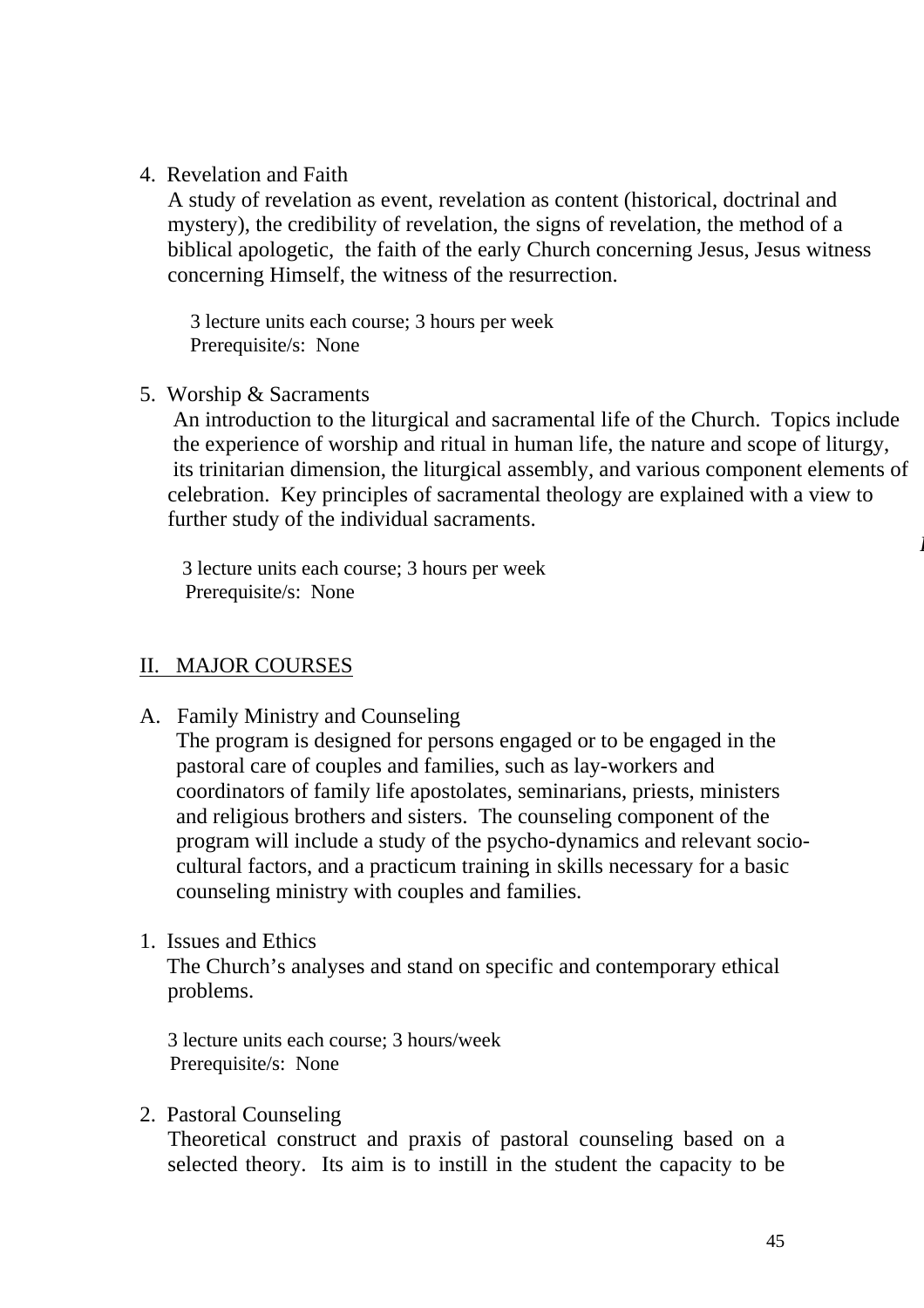4. Revelation and Faith

   A study of revelation as event, revelation as content (historical, doctrinal and mystery), the credibility of revelation, the signs of revelation, the method of a biblical apologetic, the faith of the early Church concerning Jesus, Jesus witness concerning Himself, the witness of the resurrection.

   3 lecture units each course; 3 hours per week
   Prerequisite/s: None

5. Worship & Sacraments

   An introduction to the liturgical and sacramental life of the Church. Topics include the experience of worship and ritual in human life, the nature and scope of liturgy, its trinitarian dimension, the liturgical assembly, and various component elements of celebration. Key principles of sacramental theology are explained with a view to further study of the individual sacraments.

   3 lecture units each course; 3 hours per week
   Prerequisite/s: None

## II. MAJOR COURSES

### A. Family Ministry and Counseling

The program is designed for persons engaged or to be engaged in the pastoral care of couples and families, such as lay-workers and coordinators of family life apostolates, seminarians, priests, ministers and religious brothers and sisters. The counseling component of the program will include a study of the psycho-dynamics and relevant socio-cultural factors, and a practicum training in skills necessary for a basic counseling ministry with couples and families.

1. Issues and Ethics

   The Church's analyses and stand on specific and contemporary ethical problems.

   3 lecture units each course; 3 hours/week
   Prerequisite/s: None

2. Pastoral Counseling

   Theoretical construct and praxis of pastoral counseling based on a selected theory. Its aim is to instill in the student the capacity to be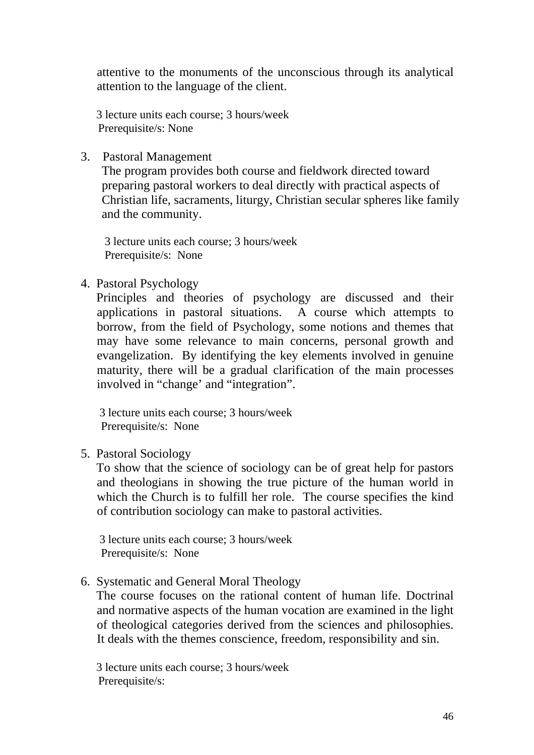attentive to the monuments of the unconscious through its analytical attention to the language of the client.

3 lecture units each course; 3 hours/week
Prerequisite/s: None

3. Pastoral Management
   The program provides both course and fieldwork directed toward preparing pastoral workers to deal directly with practical aspects of Christian life, sacraments, liturgy, Christian secular spheres like family and the community.

   3 lecture units each course; 3 hours/week
   Prerequisite/s: None

4. Pastoral Psychology
   Principles and theories of psychology are discussed and their applications in pastoral situations. A course which attempts to borrow, from the field of Psychology, some notions and themes that may have some relevance to main concerns, personal growth and evangelization. By identifying the key elements involved in genuine maturity, there will be a gradual clarification of the main processes involved in "change' and "integration".

   3 lecture units each course; 3 hours/week
   Prerequisite/s: None

5. Pastoral Sociology
   To show that the science of sociology can be of great help for pastors and theologians in showing the true picture of the human world in which the Church is to fulfill her role. The course specifies the kind of contribution sociology can make to pastoral activities.

   3 lecture units each course; 3 hours/week
   Prerequisite/s: None

6. Systematic and General Moral Theology
   The course focuses on the rational content of human life. Doctrinal and normative aspects of the human vocation are examined in the light of theological categories derived from the sciences and philosophies. It deals with the themes conscience, freedom, responsibility and sin.

   3 lecture units each course; 3 hours/week
   Prerequisite/s: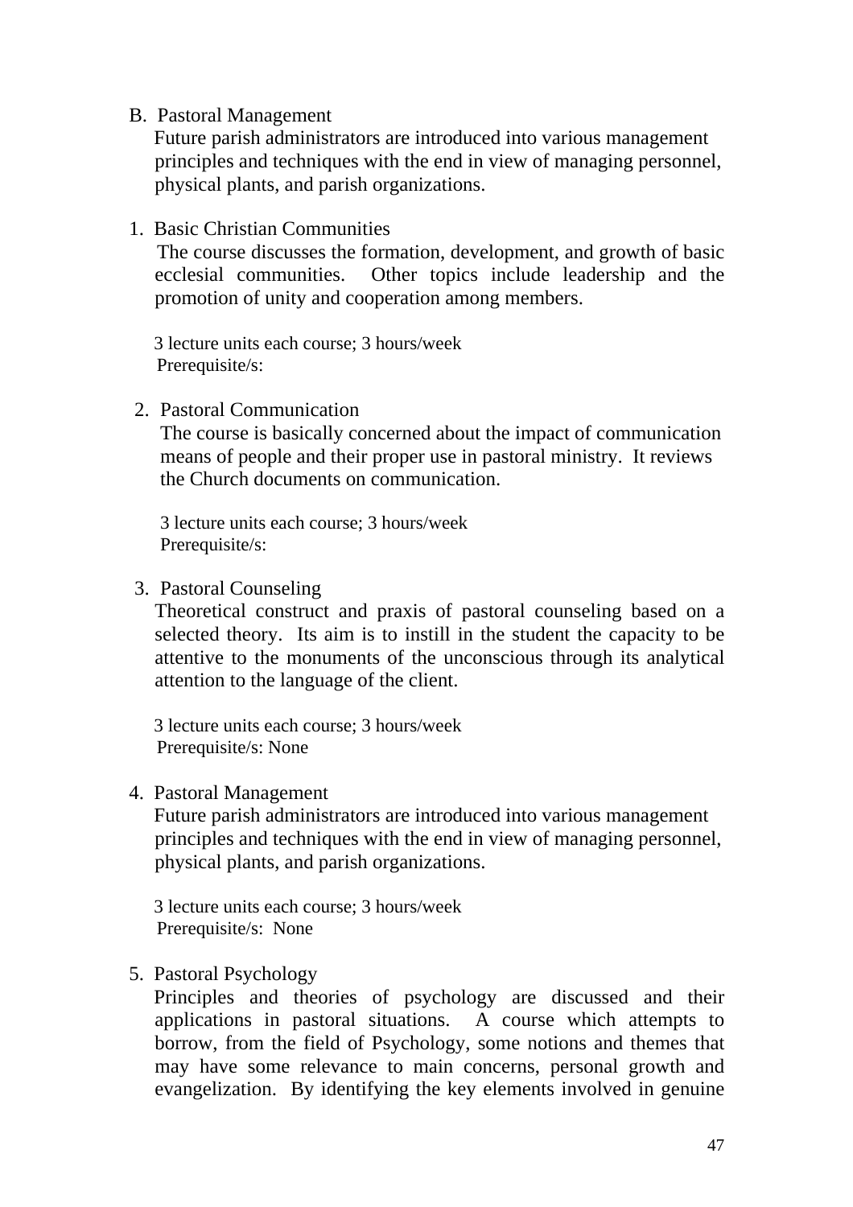B. Pastoral Management

Future parish administrators are introduced into various management principles and techniques with the end in view of managing personnel, physical plants, and parish organizations.

1. Basic Christian Communities

   The course discusses the formation, development, and growth of basic ecclesial communities. Other topics include leadership and the promotion of unity and cooperation among members.

   3 lecture units each course; 3 hours/week
   Prerequisite/s:

2. Pastoral Communication

   The course is basically concerned about the impact of communication means of people and their proper use in pastoral ministry. It reviews the Church documents on communication.

   3 lecture units each course; 3 hours/week
   Prerequisite/s:

3. Pastoral Counseling

   Theoretical construct and praxis of pastoral counseling based on a selected theory. Its aim is to instill in the student the capacity to be attentive to the monuments of the unconscious through its analytical attention to the language of the client.

   3 lecture units each course; 3 hours/week
   Prerequisite/s: None

4. Pastoral Management

   Future parish administrators are introduced into various management principles and techniques with the end in view of managing personnel, physical plants, and parish organizations.

   3 lecture units each course; 3 hours/week
   Prerequisite/s: None

5. Pastoral Psychology

   Principles and theories of psychology are discussed and their applications in pastoral situations. A course which attempts to borrow, from the field of Psychology, some notions and themes that may have some relevance to main concerns, personal growth and evangelization. By identifying the key elements involved in genuine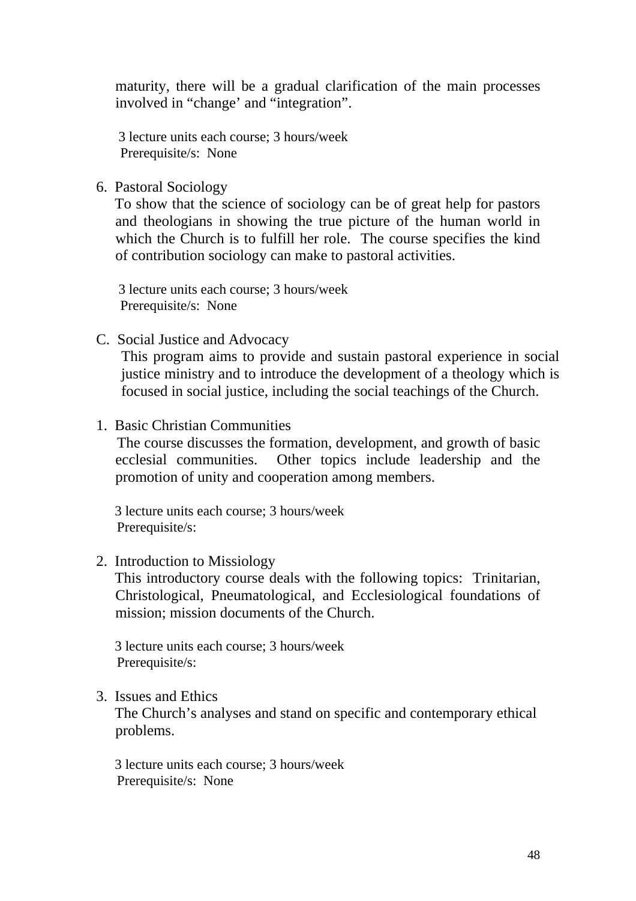maturity, there will be a gradual clarification of the main processes involved in “change’ and “integration”.

3 lecture units each course; 3 hours/week
Prerequisite/s: None

6. Pastoral Sociology
   To show that the science of sociology can be of great help for pastors and theologians in showing the true picture of the human world in which the Church is to fulfill her role. The course specifies the kind of contribution sociology can make to pastoral activities.

   3 lecture units each course; 3 hours/week
   Prerequisite/s: None

C. Social Justice and Advocacy
   This program aims to provide and sustain pastoral experience in social justice ministry and to introduce the development of a theology which is focused in social justice, including the social teachings of the Church.

1. Basic Christian Communities
   The course discusses the formation, development, and growth of basic ecclesial communities. Other topics include leadership and the promotion of unity and cooperation among members.

   3 lecture units each course; 3 hours/week
   Prerequisite/s:

2. Introduction to Missiology
   This introductory course deals with the following topics: Trinitarian, Christological, Pneumatological, and Ecclesiological foundations of mission; mission documents of the Church.

   3 lecture units each course; 3 hours/week
   Prerequisite/s:

3. Issues and Ethics
   The Church’s analyses and stand on specific and contemporary ethical problems.

   3 lecture units each course; 3 hours/week
   Prerequisite/s: None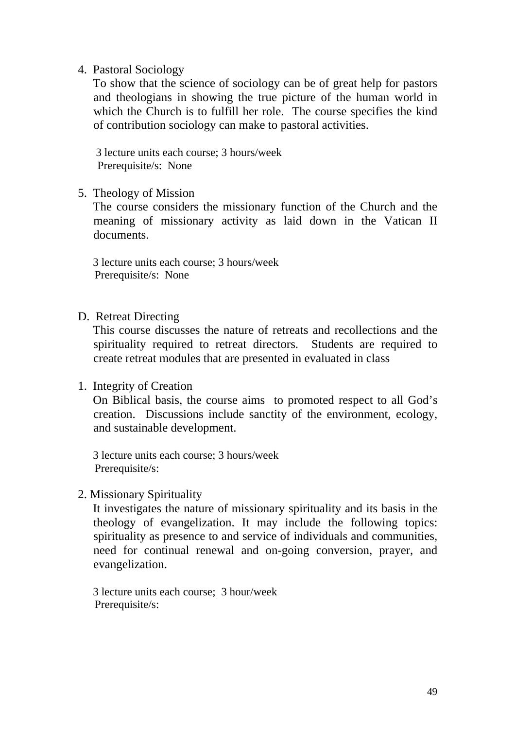4. Pastoral Sociology

   To show that the science of sociology can be of great help for pastors and theologians in showing the true picture of the human world in which the Church is to fulfill her role. The course specifies the kind of contribution sociology can make to pastoral activities.

   3 lecture units each course; 3 hours/week
   Prerequisite/s: None

5. Theology of Mission

   The course considers the missionary function of the Church and the meaning of missionary activity as laid down in the Vatican II documents.

   3 lecture units each course; 3 hours/week
   Prerequisite/s: None

D. Retreat Directing

   This course discusses the nature of retreats and recollections and the spirituality required to retreat directors. Students are required to create retreat modules that are presented in evaluated in class

1. Integrity of Creation

   On Biblical basis, the course aims to promoted respect to all God's creation. Discussions include sanctity of the environment, ecology, and sustainable development.

   3 lecture units each course; 3 hours/week
   Prerequisite/s:

2. Missionary Spirituality

   It investigates the nature of missionary spirituality and its basis in the theology of evangelization. It may include the following topics: spirituality as presence to and service of individuals and communities, need for continual renewal and on-going conversion, prayer, and evangelization.

   3 lecture units each course; 3 hour/week
   Prerequisite/s: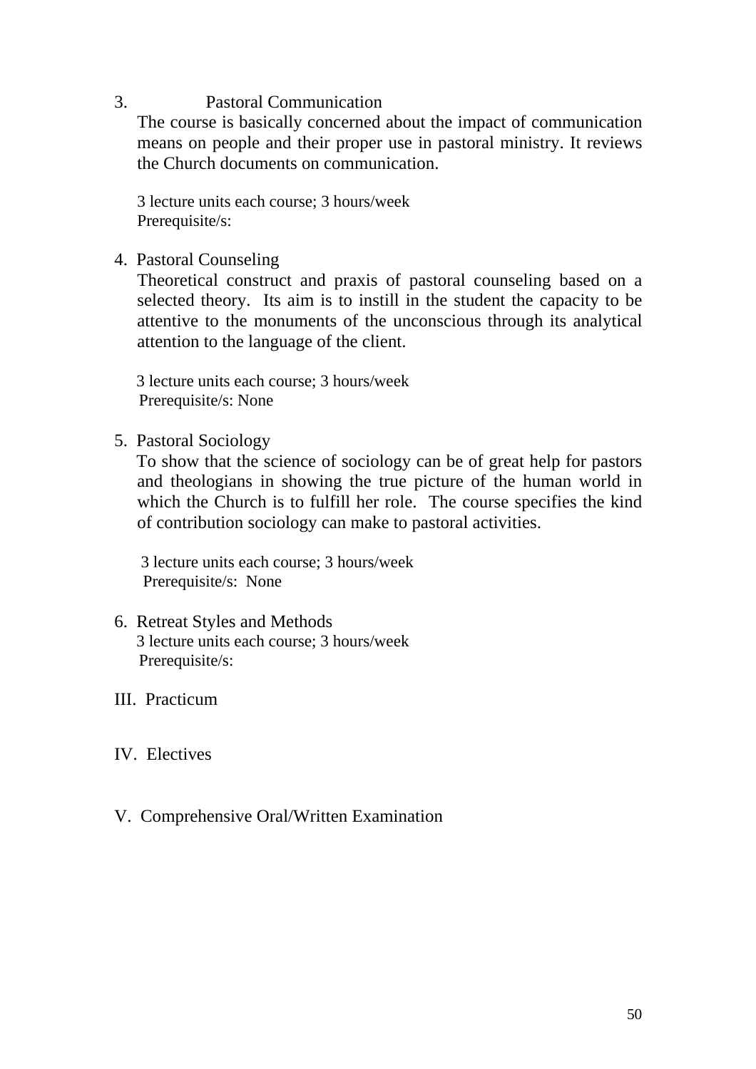3. Pastoral Communication

The course is basically concerned about the impact of communication means on people and their proper use in pastoral ministry. It reviews the Church documents on communication.

3 lecture units each course; 3 hours/week
Prerequisite/s:

4. Pastoral Counseling

Theoretical construct and praxis of pastoral counseling based on a selected theory. Its aim is to instill in the student the capacity to be attentive to the monuments of the unconscious through its analytical attention to the language of the client.

3 lecture units each course; 3 hours/week
Prerequisite/s: None

5. Pastoral Sociology

To show that the science of sociology can be of great help for pastors and theologians in showing the true picture of the human world in which the Church is to fulfill her role. The course specifies the kind of contribution sociology can make to pastoral activities.

3 lecture units each course; 3 hours/week
Prerequisite/s: None

6. Retreat Styles and Methods

3 lecture units each course; 3 hours/week
Prerequisite/s:

III. Practicum

IV. Electives

V. Comprehensive Oral/Written Examination